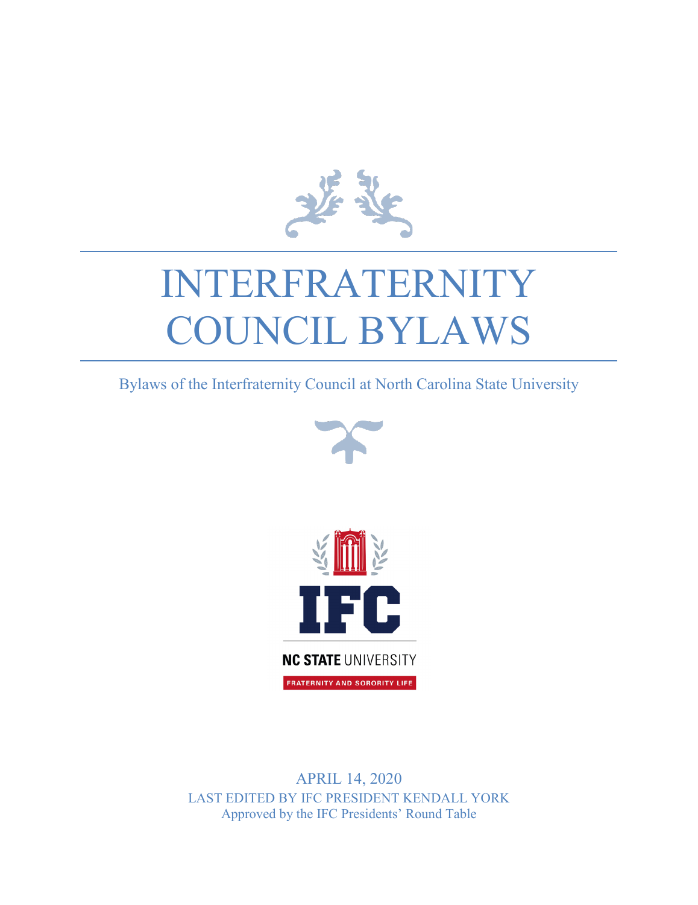# INTERFRATERNITY COUNCIL BYLAWS

Bylaws of the Interfraternity Council at North Carolina State University

IFC

NC STATE UNIVERSITY

FRATERNITY AND SORORITY LIFE

APRIL 14, 2020

LAST EDITED BY IFC PRESIDENT KENDALL YORK

Approved by the IFC Presidents' Round Table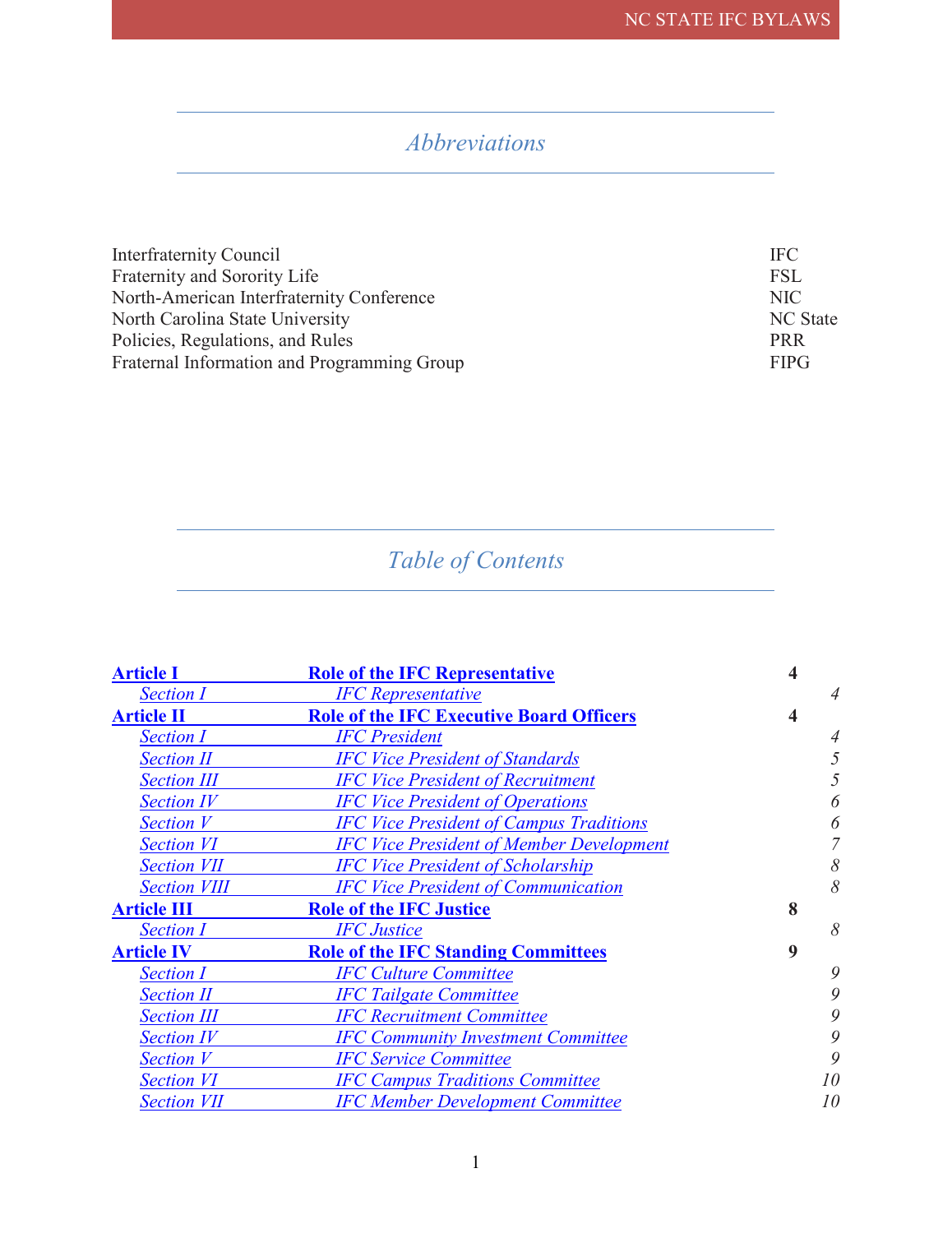## *Abbreviations*

| | |
|---|---|
| Interfraternity Council | IFC |
| Fraternity and Sorority Life | FSL |
| North-American Interfraternity Conference | NIC |
| North Carolina State University | NC State |
| Policies, Regulations, and Rules | PRR |
| Fraternal Information and Programming Group | FIPG |

## *Table of Contents*

| | | | |
|---|---|---|---|
| **Article I** | **Role of the IFC Representative** | **4** | |
| *Section I* | *IFC Representative* | | *4* |
| **Article II** | **Role of the IFC Executive Board Officers** | **4** | |
| *Section I* | *IFC President* | | *4* |
| *Section II* | *IFC Vice President of Standards* | | *5* |
| *Section III* | *IFC Vice President of Recruitment* | | *5* |
| *Section IV* | *IFC Vice President of Operations* | | *6* |
| *Section V* | *IFC Vice President of Campus Traditions* | | *6* |
| *Section VI* | *IFC Vice President of Member Development* | | *7* |
| *Section VII* | *IFC Vice President of Scholarship* | | *8* |
| *Section VIII* | *IFC Vice President of Communication* | | *8* |
| **Article III** | **Role of the IFC Justice** | **8** | |
| *Section I* | *IFC Justice* | | *8* |
| **Article IV** | **Role of the IFC Standing Committees** | **9** | |
| *Section I* | *IFC Culture Committee* | | *9* |
| *Section II* | *IFC Tailgate Committee* | | *9* |
| *Section III* | *IFC Recruitment Committee* | | *9* |
| *Section IV* | *IFC Community Investment Committee* | | *9* |
| *Section V* | *IFC Service Committee* | | *9* |
| *Section VI* | *IFC Campus Traditions Committee* | | *10* |
| *Section VII* | *IFC Member Development Committee* | | *10* |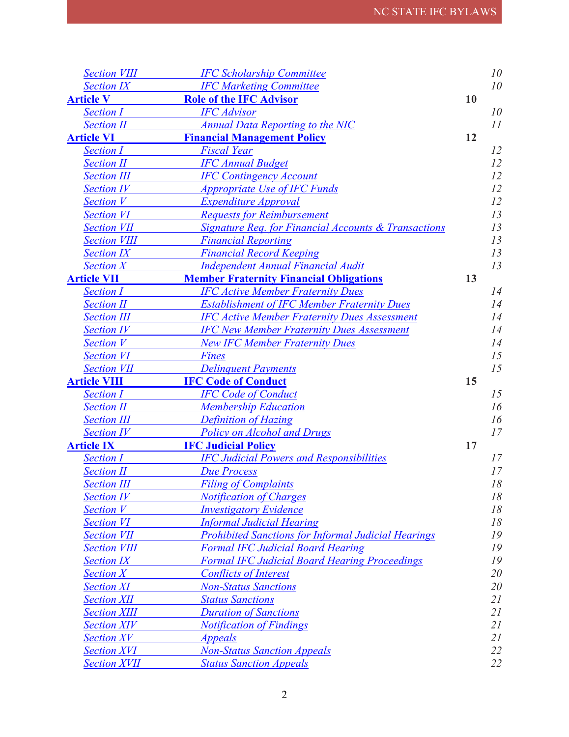| | | | |
|---|---|---|---|
| *Section VIII* | *IFC Scholarship Committee* | | *10* |
| *Section IX* | *IFC Marketing Committee* | | *10* |
| **Article V** | **Role of the IFC Advisor** | **10** | |
| *Section I* | *IFC Advisor* | | *10* |
| *Section II* | *Annual Data Reporting to the NIC* | | *11* |
| **Article VI** | **Financial Management Policy** | **12** | |
| *Section I* | *Fiscal Year* | | *12* |
| *Section II* | *IFC Annual Budget* | | *12* |
| *Section III* | *IFC Contingency Account* | | *12* |
| *Section IV* | *Appropriate Use of IFC Funds* | | *12* |
| *Section V* | *Expenditure Approval* | | *12* |
| *Section VI* | *Requests for Reimbursement* | | *13* |
| *Section VII* | *Signature Req. for Financial Accounts & Transactions* | | *13* |
| *Section VIII* | *Financial Reporting* | | *13* |
| *Section IX* | *Financial Record Keeping* | | *13* |
| *Section X* | *Independent Annual Financial Audit* | | *13* |
| **Article VII** | **Member Fraternity Financial Obligations** | **13** | |
| *Section I* | *IFC Active Member Fraternity Dues* | | *14* |
| *Section II* | *Establishment of IFC Member Fraternity Dues* | | *14* |
| *Section III* | *IFC Active Member Fraternity Dues Assessment* | | *14* |
| *Section IV* | *IFC New Member Fraternity Dues Assessment* | | *14* |
| *Section V* | *New IFC Member Fraternity Dues* | | *14* |
| *Section VI* | *Fines* | | *15* |
| *Section VII* | *Delinquent Payments* | | *15* |
| **Article VIII** | **IFC Code of Conduct** | **15** | |
| *Section I* | *IFC Code of Conduct* | | *15* |
| *Section II* | *Membership Education* | | *16* |
| *Section III* | *Definition of Hazing* | | *16* |
| *Section IV* | *Policy on Alcohol and Drugs* | | *17* |
| **Article IX** | **IFC Judicial Policy** | **17** | |
| *Section I* | *IFC Judicial Powers and Responsibilities* | | *17* |
| *Section II* | *Due Process* | | *17* |
| *Section III* | *Filing of Complaints* | | *18* |
| *Section IV* | *Notification of Charges* | | *18* |
| *Section V* | *Investigatory Evidence* | | *18* |
| *Section VI* | *Informal Judicial Hearing* | | *18* |
| *Section VII* | *Prohibited Sanctions for Informal Judicial Hearings* | | *19* |
| *Section VIII* | *Formal IFC Judicial Board Hearing* | | *19* |
| *Section IX* | *Formal IFC Judicial Board Hearing Proceedings* | | *19* |
| *Section X* | *Conflicts of Interest* | | *20* |
| *Section XI* | *Non-Status Sanctions* | | *20* |
| *Section XII* | *Status Sanctions* | | *21* |
| *Section XIII* | *Duration of Sanctions* | | *21* |
| *Section XIV* | *Notification of Findings* | | *21* |
| *Section XV* | *Appeals* | | *21* |
| *Section XVI* | *Non-Status Sanction Appeals* | | *22* |
| *Section XVII* | *Status Sanction Appeals* | | *22* |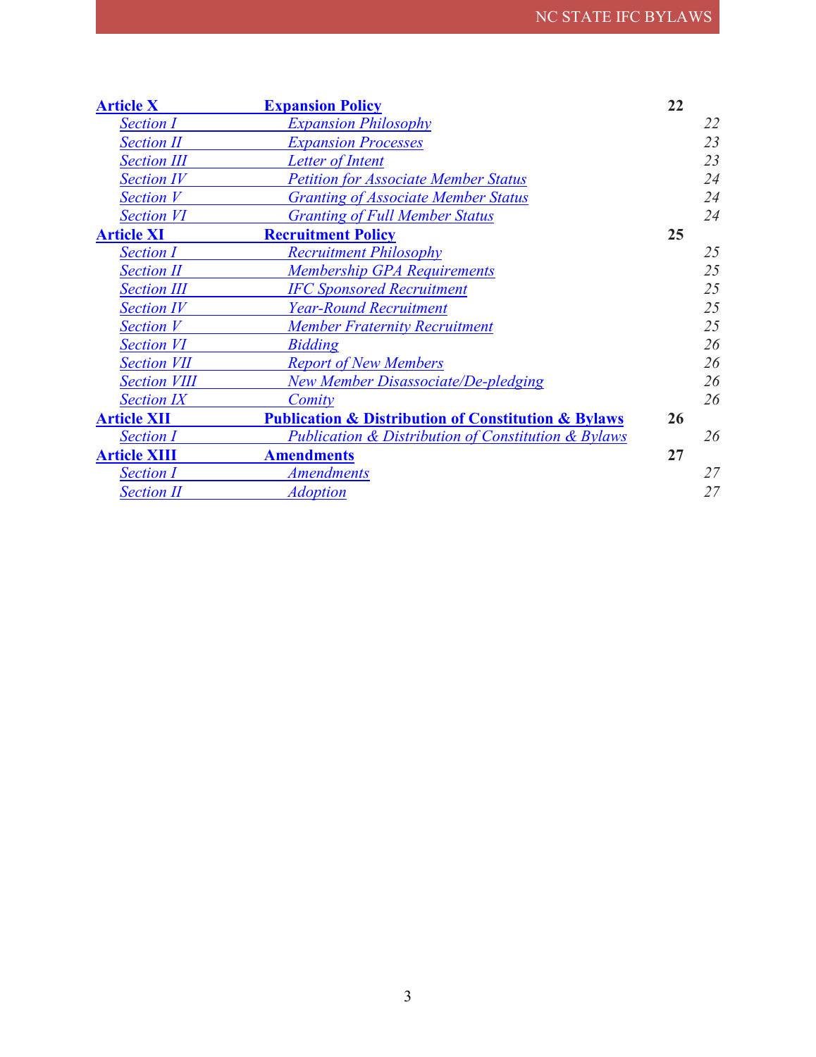| | | | |
|---|---|---|---|
| **Article X** | **Expansion Policy** | **22** | |
| *Section I* | *Expansion Philosophy* | | *22* |
| *Section II* | *Expansion Processes* | | *23* |
| *Section III* | *Letter of Intent* | | *23* |
| *Section IV* | *Petition for Associate Member Status* | | *24* |
| *Section V* | *Granting of Associate Member Status* | | *24* |
| *Section VI* | *Granting of Full Member Status* | | *24* |
| **Article XI** | **Recruitment Policy** | **25** | |
| *Section I* | *Recruitment Philosophy* | | *25* |
| *Section II* | *Membership GPA Requirements* | | *25* |
| *Section III* | *IFC Sponsored Recruitment* | | *25* |
| *Section IV* | *Year-Round Recruitment* | | *25* |
| *Section V* | *Member Fraternity Recruitment* | | *25* |
| *Section VI* | *Bidding* | | *26* |
| *Section VII* | *Report of New Members* | | *26* |
| *Section VIII* | *New Member Disassociate/De-pledging* | | *26* |
| *Section IX* | *Comity* | | *26* |
| **Article XII** | **Publication & Distribution of Constitution & Bylaws** | **26** | |
| *Section I* | *Publication & Distribution of Constitution & Bylaws* | | *26* |
| **Article XIII** | **Amendments** | **27** | |
| *Section I* | *Amendments* | | *27* |
| *Section II* | *Adoption* | | *27* |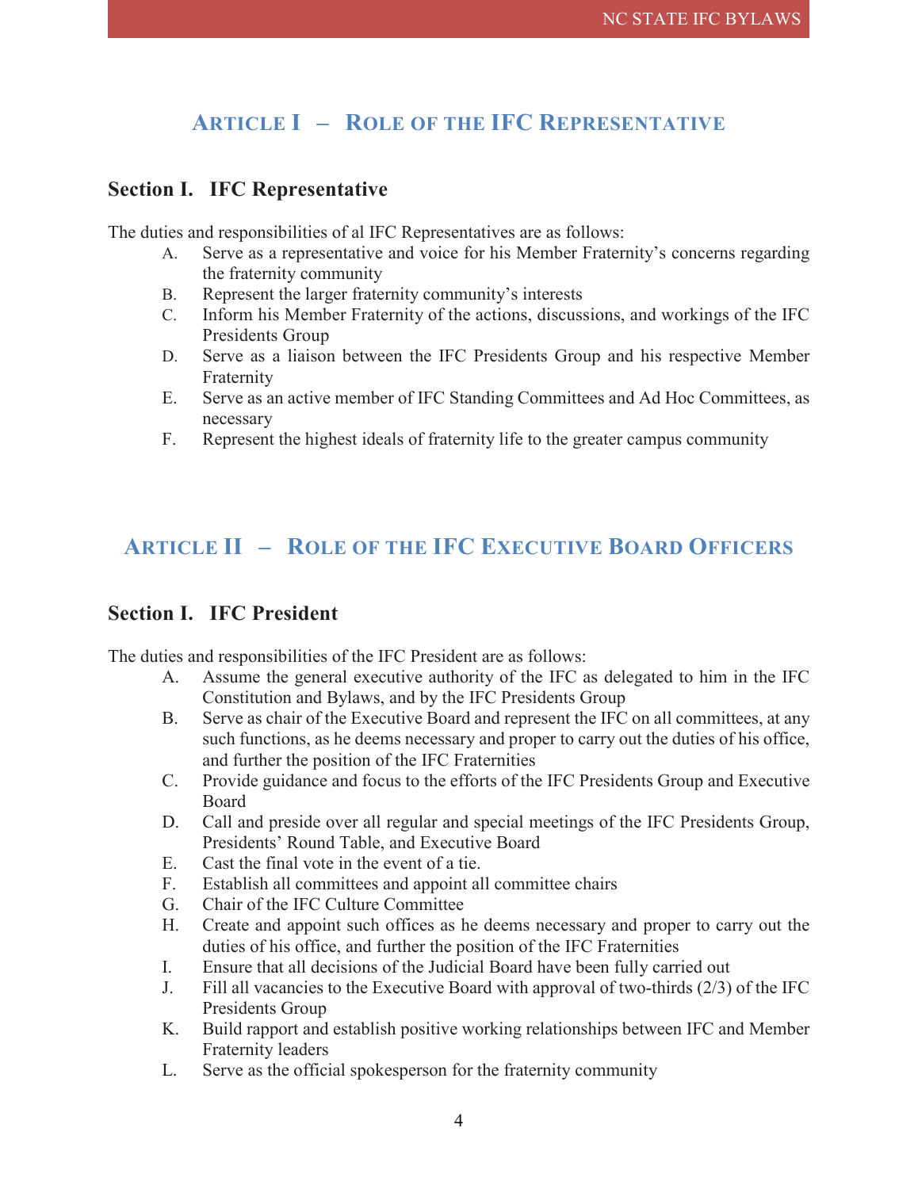## ARTICLE I – ROLE OF THE IFC REPRESENTATIVE

### Section I. IFC Representative

The duties and responsibilities of al IFC Representatives are as follows:

A. Serve as a representative and voice for his Member Fraternity's concerns regarding the fraternity community
B. Represent the larger fraternity community's interests
C. Inform his Member Fraternity of the actions, discussions, and workings of the IFC Presidents Group
D. Serve as a liaison between the IFC Presidents Group and his respective Member Fraternity
E. Serve as an active member of IFC Standing Committees and Ad Hoc Committees, as necessary
F. Represent the highest ideals of fraternity life to the greater campus community

## ARTICLE II – ROLE OF THE IFC EXECUTIVE BOARD OFFICERS

### Section I. IFC President

The duties and responsibilities of the IFC President are as follows:

A. Assume the general executive authority of the IFC as delegated to him in the IFC Constitution and Bylaws, and by the IFC Presidents Group
B. Serve as chair of the Executive Board and represent the IFC on all committees, at any such functions, as he deems necessary and proper to carry out the duties of his office, and further the position of the IFC Fraternities
C. Provide guidance and focus to the efforts of the IFC Presidents Group and Executive Board
D. Call and preside over all regular and special meetings of the IFC Presidents Group, Presidents' Round Table, and Executive Board
E. Cast the final vote in the event of a tie.
F. Establish all committees and appoint all committee chairs
G. Chair of the IFC Culture Committee
H. Create and appoint such offices as he deems necessary and proper to carry out the duties of his office, and further the position of the IFC Fraternities
I. Ensure that all decisions of the Judicial Board have been fully carried out
J. Fill all vacancies to the Executive Board with approval of two-thirds (2/3) of the IFC Presidents Group
K. Build rapport and establish positive working relationships between IFC and Member Fraternity leaders
L. Serve as the official spokesperson for the fraternity community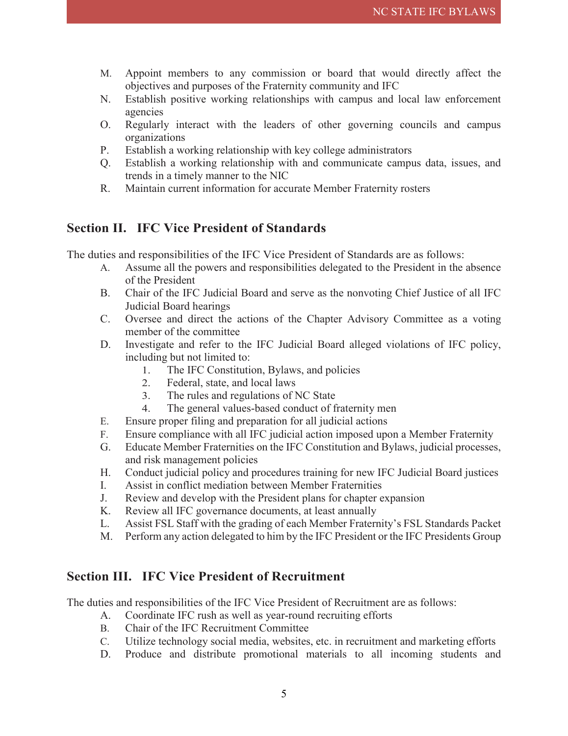M. Appoint members to any commission or board that would directly affect the objectives and purposes of the Fraternity community and IFC
N. Establish positive working relationships with campus and local law enforcement agencies
O. Regularly interact with the leaders of other governing councils and campus organizations
P. Establish a working relationship with key college administrators
Q. Establish a working relationship with and communicate campus data, issues, and trends in a timely manner to the NIC
R. Maintain current information for accurate Member Fraternity rosters

## Section II. IFC Vice President of Standards

The duties and responsibilities of the IFC Vice President of Standards are as follows:

A. Assume all the powers and responsibilities delegated to the President in the absence of the President
B. Chair of the IFC Judicial Board and serve as the nonvoting Chief Justice of all IFC Judicial Board hearings
C. Oversee and direct the actions of the Chapter Advisory Committee as a voting member of the committee
D. Investigate and refer to the IFC Judicial Board alleged violations of IFC policy, including but not limited to:
    1. The IFC Constitution, Bylaws, and policies
    2. Federal, state, and local laws
    3. The rules and regulations of NC State
    4. The general values-based conduct of fraternity men
E. Ensure proper filing and preparation for all judicial actions
F. Ensure compliance with all IFC judicial action imposed upon a Member Fraternity
G. Educate Member Fraternities on the IFC Constitution and Bylaws, judicial processes, and risk management policies
H. Conduct judicial policy and procedures training for new IFC Judicial Board justices
I. Assist in conflict mediation between Member Fraternities
J. Review and develop with the President plans for chapter expansion
K. Review all IFC governance documents, at least annually
L. Assist FSL Staff with the grading of each Member Fraternity's FSL Standards Packet
M. Perform any action delegated to him by the IFC President or the IFC Presidents Group

## Section III. IFC Vice President of Recruitment

The duties and responsibilities of the IFC Vice President of Recruitment are as follows:

A. Coordinate IFC rush as well as year-round recruiting efforts
B. Chair of the IFC Recruitment Committee
C. Utilize technology social media, websites, etc. in recruitment and marketing efforts
D. Produce and distribute promotional materials to all incoming students and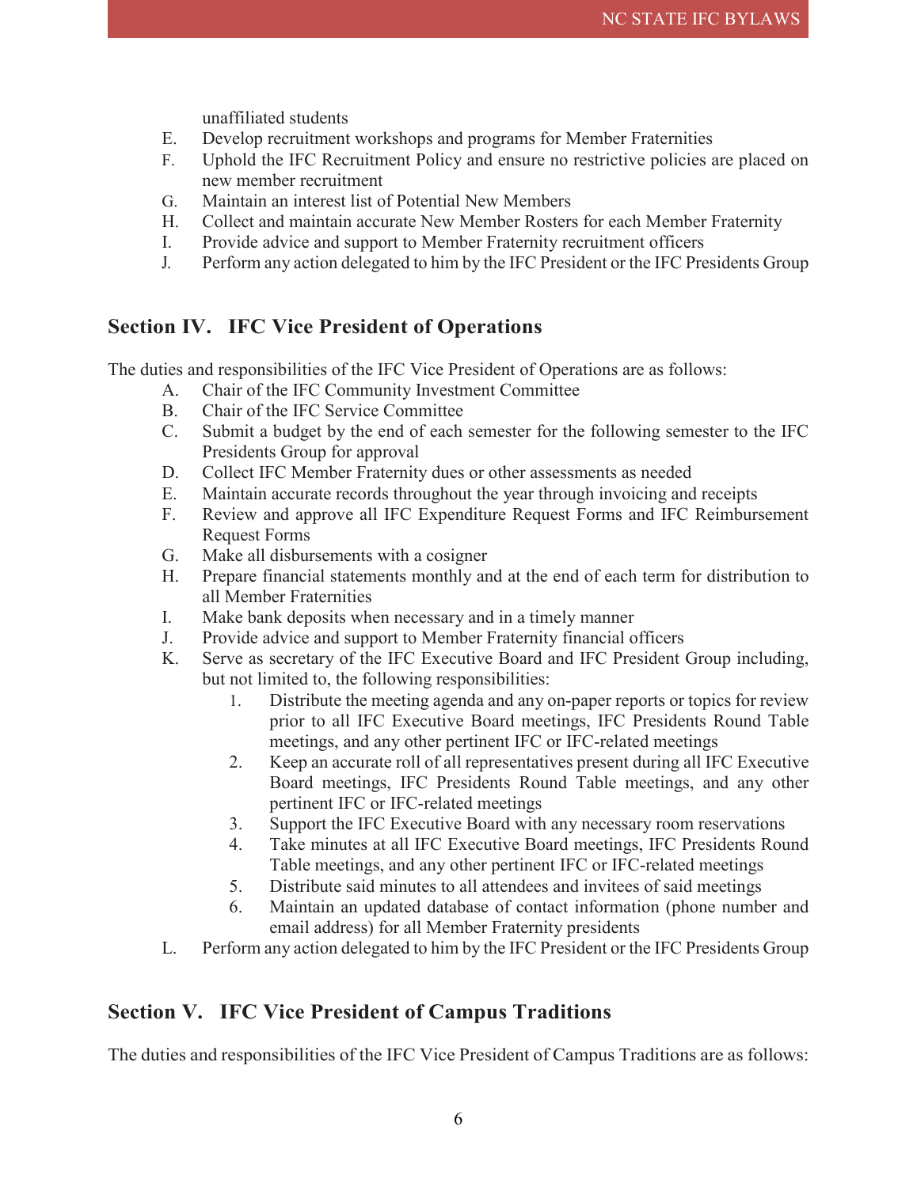unaffiliated students

E. Develop recruitment workshops and programs for Member Fraternities
F. Uphold the IFC Recruitment Policy and ensure no restrictive policies are placed on new member recruitment
G. Maintain an interest list of Potential New Members
H. Collect and maintain accurate New Member Rosters for each Member Fraternity
I. Provide advice and support to Member Fraternity recruitment officers
J. Perform any action delegated to him by the IFC President or the IFC Presidents Group

## Section IV. IFC Vice President of Operations

The duties and responsibilities of the IFC Vice President of Operations are as follows:

A. Chair of the IFC Community Investment Committee
B. Chair of the IFC Service Committee
C. Submit a budget by the end of each semester for the following semester to the IFC Presidents Group for approval
D. Collect IFC Member Fraternity dues or other assessments as needed
E. Maintain accurate records throughout the year through invoicing and receipts
F. Review and approve all IFC Expenditure Request Forms and IFC Reimbursement Request Forms
G. Make all disbursements with a cosigner
H. Prepare financial statements monthly and at the end of each term for distribution to all Member Fraternities
I. Make bank deposits when necessary and in a timely manner
J. Provide advice and support to Member Fraternity financial officers
K. Serve as secretary of the IFC Executive Board and IFC President Group including, but not limited to, the following responsibilities:
    1. Distribute the meeting agenda and any on-paper reports or topics for review prior to all IFC Executive Board meetings, IFC Presidents Round Table meetings, and any other pertinent IFC or IFC-related meetings
    2. Keep an accurate roll of all representatives present during all IFC Executive Board meetings, IFC Presidents Round Table meetings, and any other pertinent IFC or IFC-related meetings
    3. Support the IFC Executive Board with any necessary room reservations
    4. Take minutes at all IFC Executive Board meetings, IFC Presidents Round Table meetings, and any other pertinent IFC or IFC-related meetings
    5. Distribute said minutes to all attendees and invitees of said meetings
    6. Maintain an updated database of contact information (phone number and email address) for all Member Fraternity presidents
L. Perform any action delegated to him by the IFC President or the IFC Presidents Group

## Section V. IFC Vice President of Campus Traditions

The duties and responsibilities of the IFC Vice President of Campus Traditions are as follows: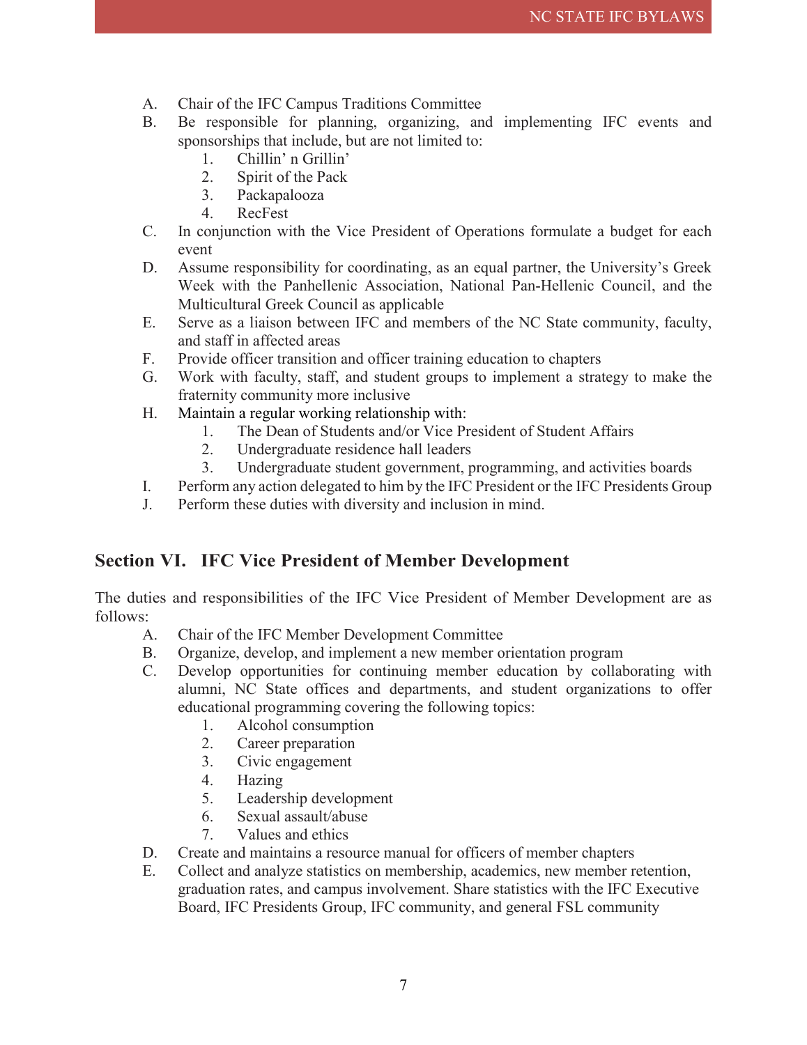A. Chair of the IFC Campus Traditions Committee
B. Be responsible for planning, organizing, and implementing IFC events and sponsorships that include, but are not limited to:
    1. Chillin' n Grillin'
    2. Spirit of the Pack
    3. Packapalooza
    4. RecFest
C. In conjunction with the Vice President of Operations formulate a budget for each event
D. Assume responsibility for coordinating, as an equal partner, the University's Greek Week with the Panhellenic Association, National Pan-Hellenic Council, and the Multicultural Greek Council as applicable
E. Serve as a liaison between IFC and members of the NC State community, faculty, and staff in affected areas
F. Provide officer transition and officer training education to chapters
G. Work with faculty, staff, and student groups to implement a strategy to make the fraternity community more inclusive
H. Maintain a regular working relationship with:
    1. The Dean of Students and/or Vice President of Student Affairs
    2. Undergraduate residence hall leaders
    3. Undergraduate student government, programming, and activities boards
I. Perform any action delegated to him by the IFC President or the IFC Presidents Group
J. Perform these duties with diversity and inclusion in mind.

## Section VI. IFC Vice President of Member Development

The duties and responsibilities of the IFC Vice President of Member Development are as follows:

A. Chair of the IFC Member Development Committee
B. Organize, develop, and implement a new member orientation program
C. Develop opportunities for continuing member education by collaborating with alumni, NC State offices and departments, and student organizations to offer educational programming covering the following topics:
    1. Alcohol consumption
    2. Career preparation
    3. Civic engagement
    4. Hazing
    5. Leadership development
    6. Sexual assault/abuse
    7. Values and ethics
D. Create and maintains a resource manual for officers of member chapters
E. Collect and analyze statistics on membership, academics, new member retention, graduation rates, and campus involvement. Share statistics with the IFC Executive Board, IFC Presidents Group, IFC community, and general FSL community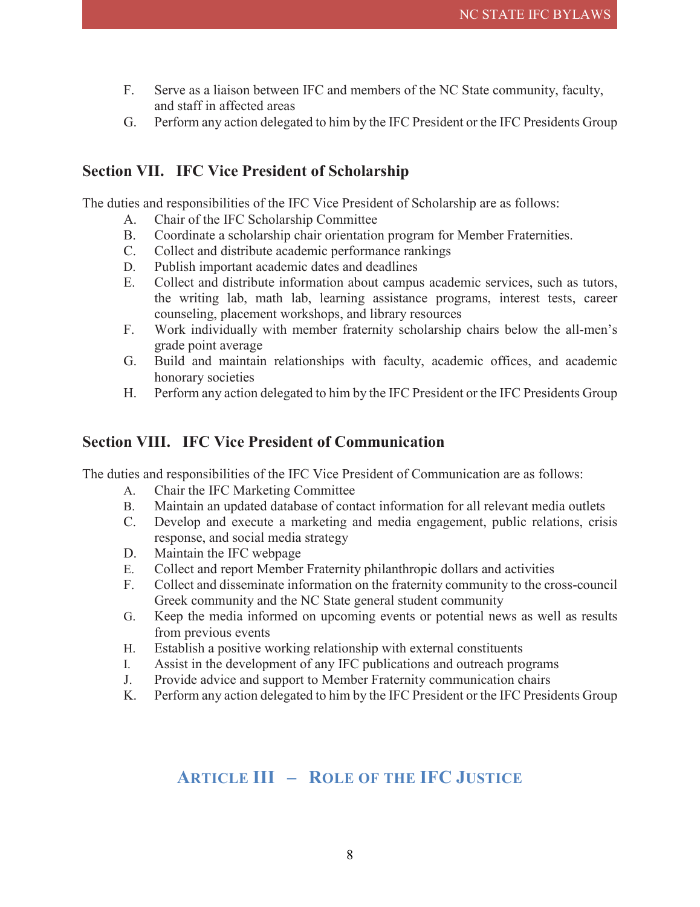F. Serve as a liaison between IFC and members of the NC State community, faculty, and staff in affected areas
G. Perform any action delegated to him by the IFC President or the IFC Presidents Group

### Section VII. IFC Vice President of Scholarship

The duties and responsibilities of the IFC Vice President of Scholarship are as follows:

A. Chair of the IFC Scholarship Committee
B. Coordinate a scholarship chair orientation program for Member Fraternities.
C. Collect and distribute academic performance rankings
D. Publish important academic dates and deadlines
E. Collect and distribute information about campus academic services, such as tutors, the writing lab, math lab, learning assistance programs, interest tests, career counseling, placement workshops, and library resources
F. Work individually with member fraternity scholarship chairs below the all-men's grade point average
G. Build and maintain relationships with faculty, academic offices, and academic honorary societies
H. Perform any action delegated to him by the IFC President or the IFC Presidents Group

### Section VIII. IFC Vice President of Communication

The duties and responsibilities of the IFC Vice President of Communication are as follows:

A. Chair the IFC Marketing Committee
B. Maintain an updated database of contact information for all relevant media outlets
C. Develop and execute a marketing and media engagement, public relations, crisis response, and social media strategy
D. Maintain the IFC webpage
E. Collect and report Member Fraternity philanthropic dollars and activities
F. Collect and disseminate information on the fraternity community to the cross-council Greek community and the NC State general student community
G. Keep the media informed on upcoming events or potential news as well as results from previous events
H. Establish a positive working relationship with external constituents
I. Assist in the development of any IFC publications and outreach programs
J. Provide advice and support to Member Fraternity communication chairs
K. Perform any action delegated to him by the IFC President or the IFC Presidents Group

## ARTICLE III – ROLE OF THE IFC JUSTICE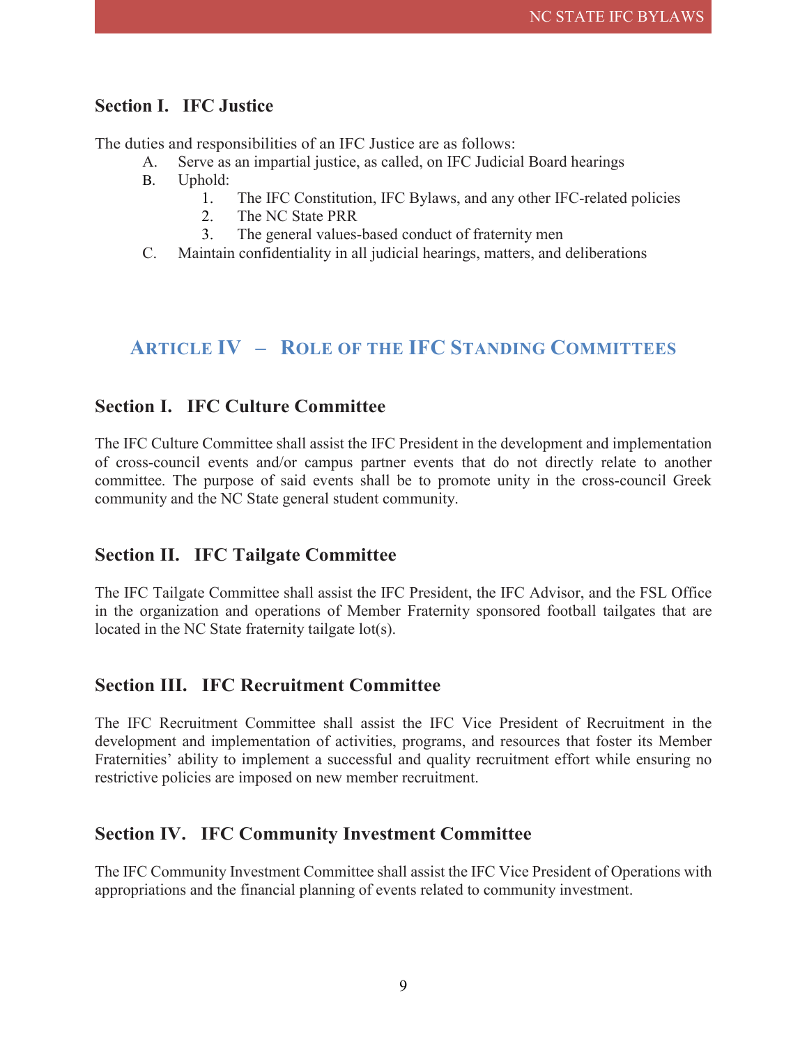### Section I. IFC Justice

The duties and responsibilities of an IFC Justice are as follows:

A. Serve as an impartial justice, as called, on IFC Judicial Board hearings
B. Uphold:
   1. The IFC Constitution, IFC Bylaws, and any other IFC-related policies
   2. The NC State PRR
   3. The general values-based conduct of fraternity men
C. Maintain confidentiality in all judicial hearings, matters, and deliberations

## ARTICLE IV – ROLE OF THE IFC STANDING COMMITTEES

### Section I. IFC Culture Committee

The IFC Culture Committee shall assist the IFC President in the development and implementation of cross-council events and/or campus partner events that do not directly relate to another committee. The purpose of said events shall be to promote unity in the cross-council Greek community and the NC State general student community.

### Section II. IFC Tailgate Committee

The IFC Tailgate Committee shall assist the IFC President, the IFC Advisor, and the FSL Office in the organization and operations of Member Fraternity sponsored football tailgates that are located in the NC State fraternity tailgate lot(s).

### Section III. IFC Recruitment Committee

The IFC Recruitment Committee shall assist the IFC Vice President of Recruitment in the development and implementation of activities, programs, and resources that foster its Member Fraternities' ability to implement a successful and quality recruitment effort while ensuring no restrictive policies are imposed on new member recruitment.

### Section IV. IFC Community Investment Committee

The IFC Community Investment Committee shall assist the IFC Vice President of Operations with appropriations and the financial planning of events related to community investment.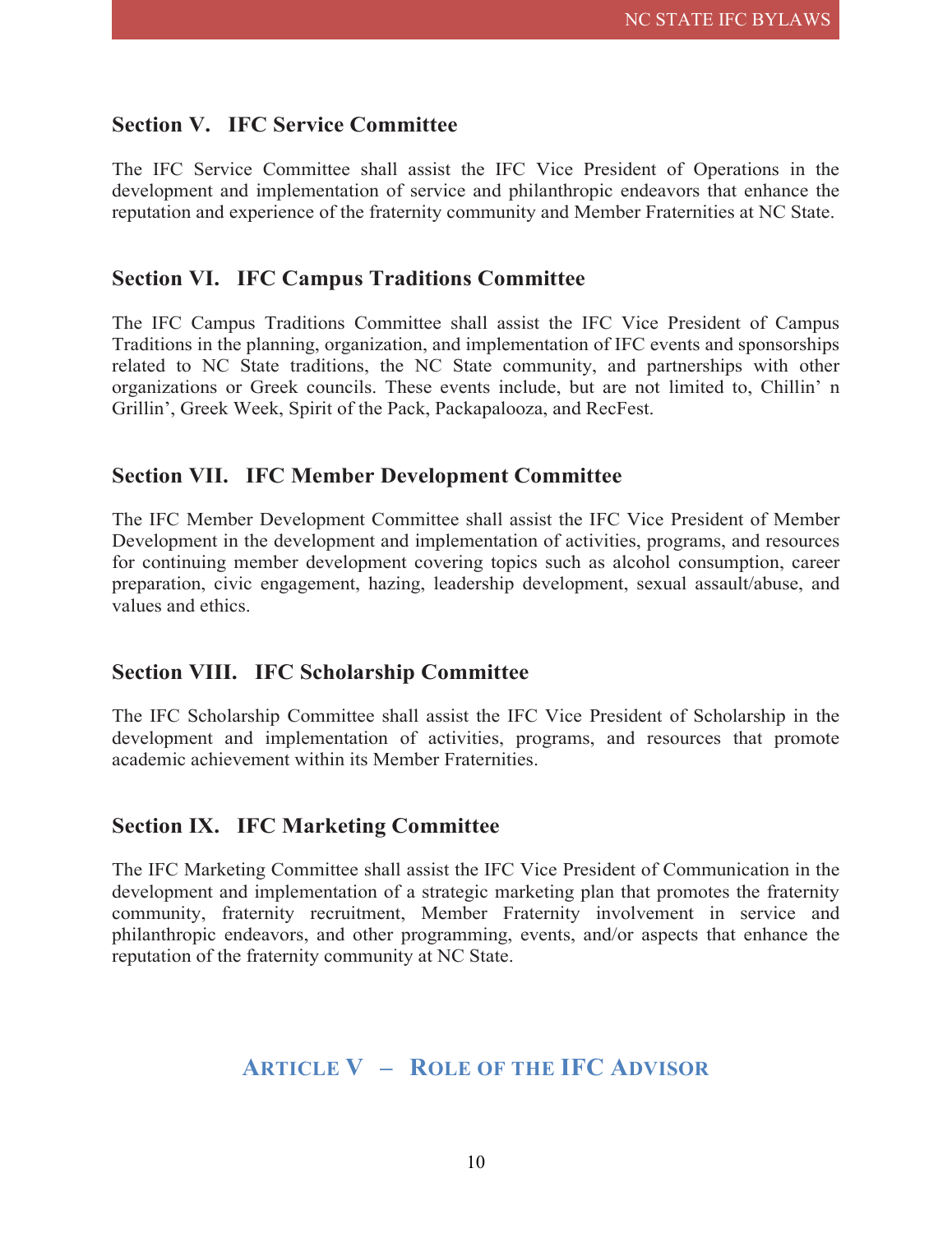### Section V. IFC Service Committee

The IFC Service Committee shall assist the IFC Vice President of Operations in the development and implementation of service and philanthropic endeavors that enhance the reputation and experience of the fraternity community and Member Fraternities at NC State.

### Section VI. IFC Campus Traditions Committee

The IFC Campus Traditions Committee shall assist the IFC Vice President of Campus Traditions in the planning, organization, and implementation of IFC events and sponsorships related to NC State traditions, the NC State community, and partnerships with other organizations or Greek councils. These events include, but are not limited to, Chillin' n Grillin', Greek Week, Spirit of the Pack, Packapalooza, and RecFest.

### Section VII. IFC Member Development Committee

The IFC Member Development Committee shall assist the IFC Vice President of Member Development in the development and implementation of activities, programs, and resources for continuing member development covering topics such as alcohol consumption, career preparation, civic engagement, hazing, leadership development, sexual assault/abuse, and values and ethics.

### Section VIII. IFC Scholarship Committee

The IFC Scholarship Committee shall assist the IFC Vice President of Scholarship in the development and implementation of activities, programs, and resources that promote academic achievement within its Member Fraternities.

### Section IX. IFC Marketing Committee

The IFC Marketing Committee shall assist the IFC Vice President of Communication in the development and implementation of a strategic marketing plan that promotes the fraternity community, fraternity recruitment, Member Fraternity involvement in service and philanthropic endeavors, and other programming, events, and/or aspects that enhance the reputation of the fraternity community at NC State.

## ARTICLE V – ROLE OF THE IFC ADVISOR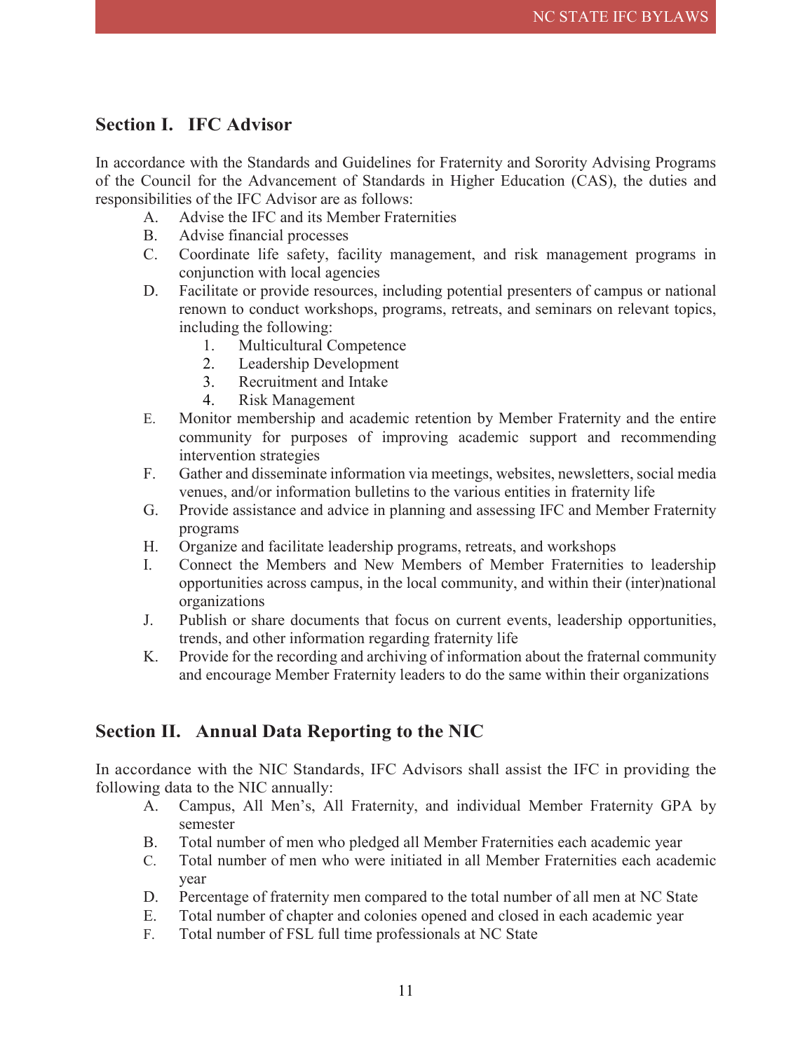## Section I. IFC Advisor

In accordance with the Standards and Guidelines for Fraternity and Sorority Advising Programs of the Council for the Advancement of Standards in Higher Education (CAS), the duties and responsibilities of the IFC Advisor are as follows:

A. Advise the IFC and its Member Fraternities
B. Advise financial processes
C. Coordinate life safety, facility management, and risk management programs in conjunction with local agencies
D. Facilitate or provide resources, including potential presenters of campus or national renown to conduct workshops, programs, retreats, and seminars on relevant topics, including the following:
    1. Multicultural Competence
    2. Leadership Development
    3. Recruitment and Intake
    4. Risk Management
E. Monitor membership and academic retention by Member Fraternity and the entire community for purposes of improving academic support and recommending intervention strategies
F. Gather and disseminate information via meetings, websites, newsletters, social media venues, and/or information bulletins to the various entities in fraternity life
G. Provide assistance and advice in planning and assessing IFC and Member Fraternity programs
H. Organize and facilitate leadership programs, retreats, and workshops
I. Connect the Members and New Members of Member Fraternities to leadership opportunities across campus, in the local community, and within their (inter)national organizations
J. Publish or share documents that focus on current events, leadership opportunities, trends, and other information regarding fraternity life
K. Provide for the recording and archiving of information about the fraternal community and encourage Member Fraternity leaders to do the same within their organizations

## Section II. Annual Data Reporting to the NIC

In accordance with the NIC Standards, IFC Advisors shall assist the IFC in providing the following data to the NIC annually:

A. Campus, All Men's, All Fraternity, and individual Member Fraternity GPA by semester
B. Total number of men who pledged all Member Fraternities each academic year
C. Total number of men who were initiated in all Member Fraternities each academic year
D. Percentage of fraternity men compared to the total number of all men at NC State
E. Total number of chapter and colonies opened and closed in each academic year
F. Total number of FSL full time professionals at NC State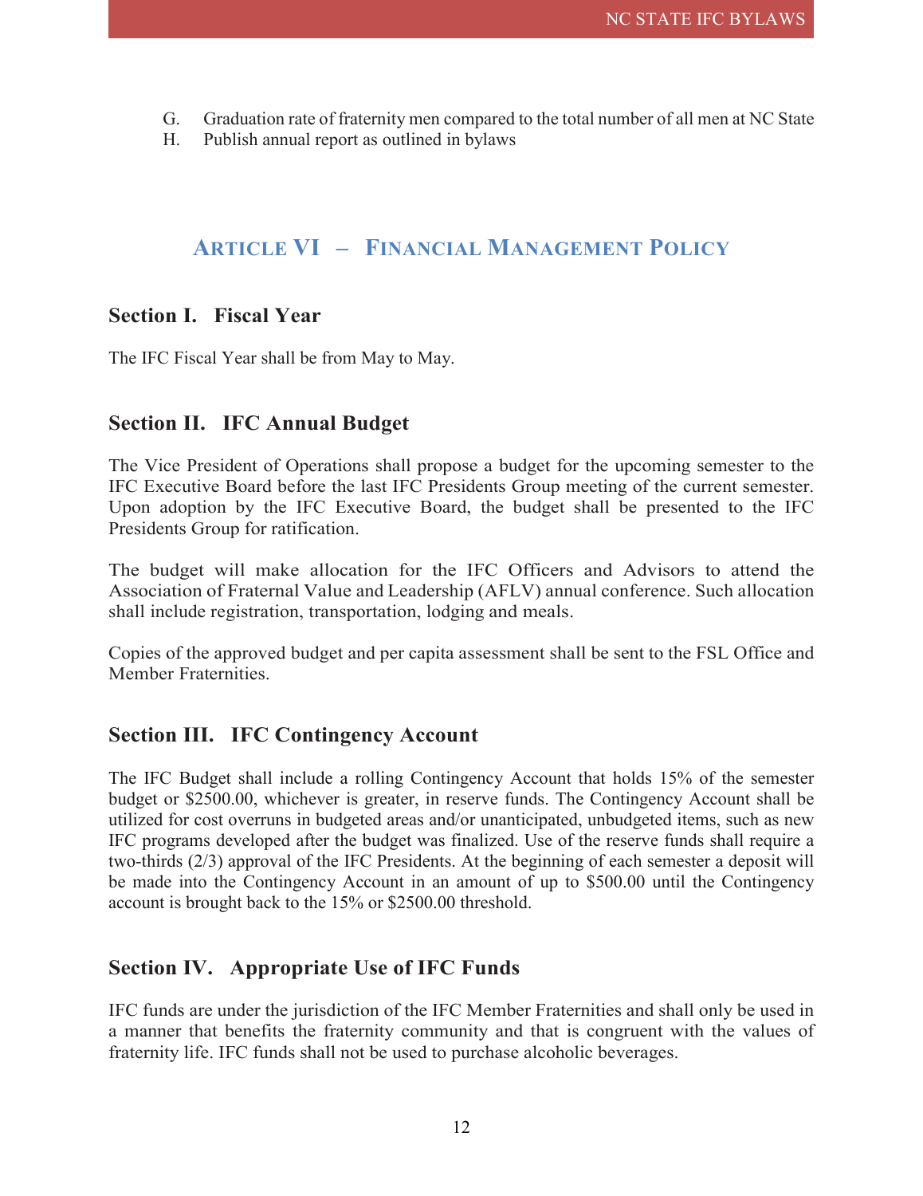G. Graduation rate of fraternity men compared to the total number of all men at NC State
H. Publish annual report as outlined in bylaws

## Article VI – Financial Management Policy

### Section I. Fiscal Year

The IFC Fiscal Year shall be from May to May.

### Section II. IFC Annual Budget

The Vice President of Operations shall propose a budget for the upcoming semester to the IFC Executive Board before the last IFC Presidents Group meeting of the current semester. Upon adoption by the IFC Executive Board, the budget shall be presented to the IFC Presidents Group for ratification.

The budget will make allocation for the IFC Officers and Advisors to attend the Association of Fraternal Value and Leadership (AFLV) annual conference. Such allocation shall include registration, transportation, lodging and meals.

Copies of the approved budget and per capita assessment shall be sent to the FSL Office and Member Fraternities.

### Section III. IFC Contingency Account

The IFC Budget shall include a rolling Contingency Account that holds 15% of the semester budget or $2500.00, whichever is greater, in reserve funds. The Contingency Account shall be utilized for cost overruns in budgeted areas and/or unanticipated, unbudgeted items, such as new IFC programs developed after the budget was finalized. Use of the reserve funds shall require a two-thirds (2/3) approval of the IFC Presidents. At the beginning of each semester a deposit will be made into the Contingency Account in an amount of up to $500.00 until the Contingency account is brought back to the 15% or $2500.00 threshold.

### Section IV. Appropriate Use of IFC Funds

IFC funds are under the jurisdiction of the IFC Member Fraternities and shall only be used in a manner that benefits the fraternity community and that is congruent with the values of fraternity life. IFC funds shall not be used to purchase alcoholic beverages.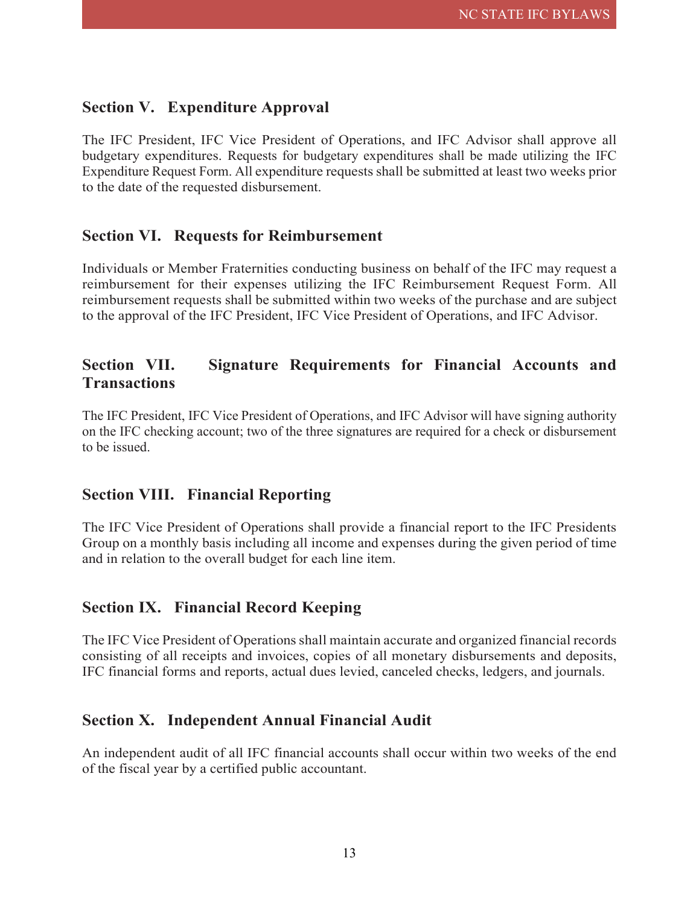### Section V. Expenditure Approval

The IFC President, IFC Vice President of Operations, and IFC Advisor shall approve all budgetary expenditures. Requests for budgetary expenditures shall be made utilizing the IFC Expenditure Request Form. All expenditure requests shall be submitted at least two weeks prior to the date of the requested disbursement.

### Section VI. Requests for Reimbursement

Individuals or Member Fraternities conducting business on behalf of the IFC may request a reimbursement for their expenses utilizing the IFC Reimbursement Request Form. All reimbursement requests shall be submitted within two weeks of the purchase and are subject to the approval of the IFC President, IFC Vice President of Operations, and IFC Advisor.

### Section VII. Signature Requirements for Financial Accounts and Transactions

The IFC President, IFC Vice President of Operations, and IFC Advisor will have signing authority on the IFC checking account; two of the three signatures are required for a check or disbursement to be issued.

### Section VIII. Financial Reporting

The IFC Vice President of Operations shall provide a financial report to the IFC Presidents Group on a monthly basis including all income and expenses during the given period of time and in relation to the overall budget for each line item.

### Section IX. Financial Record Keeping

The IFC Vice President of Operations shall maintain accurate and organized financial records consisting of all receipts and invoices, copies of all monetary disbursements and deposits, IFC financial forms and reports, actual dues levied, canceled checks, ledgers, and journals.

### Section X. Independent Annual Financial Audit

An independent audit of all IFC financial accounts shall occur within two weeks of the end of the fiscal year by a certified public accountant.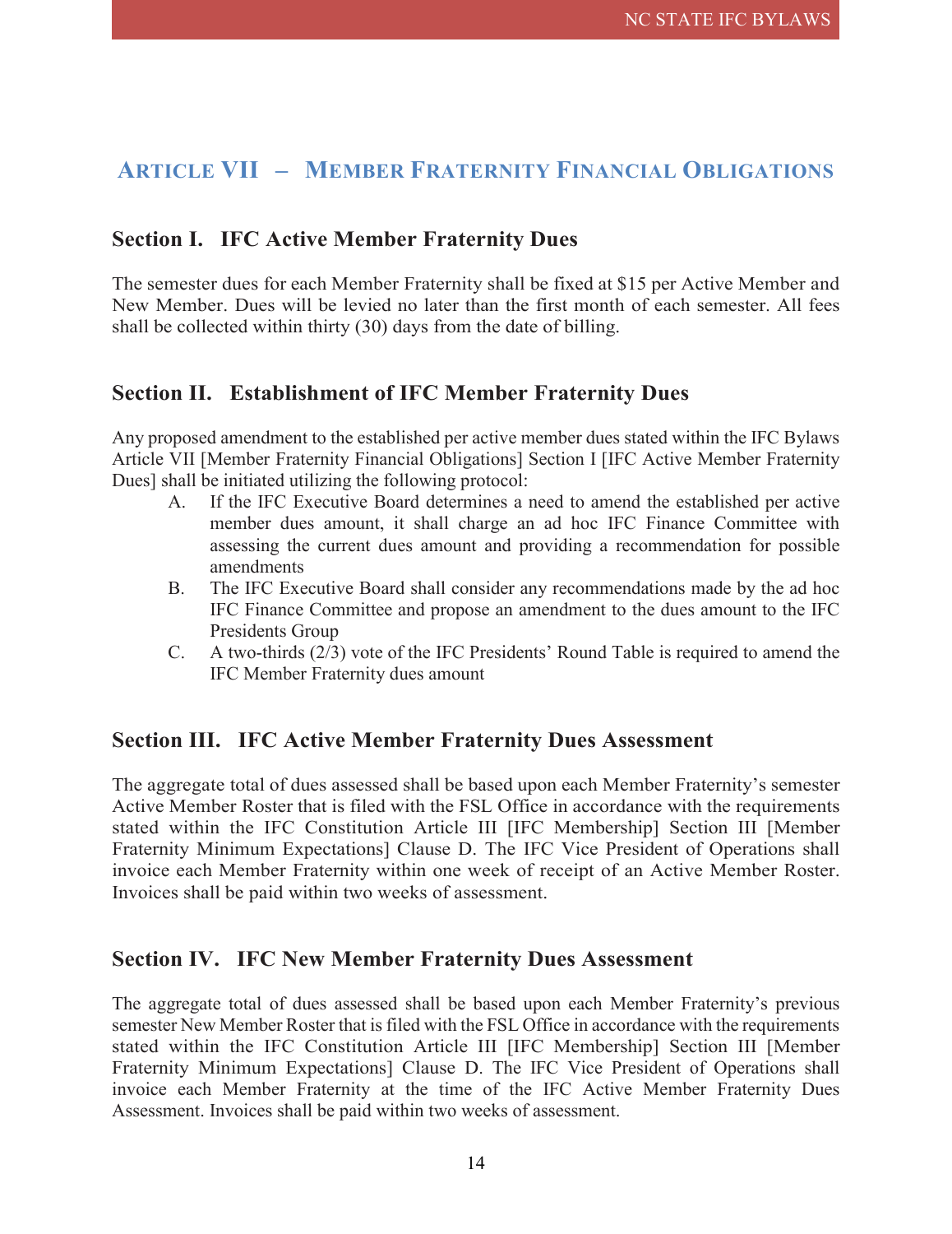## ARTICLE VII – MEMBER FRATERNITY FINANCIAL OBLIGATIONS

### Section I. IFC Active Member Fraternity Dues

The semester dues for each Member Fraternity shall be fixed at $15 per Active Member and New Member. Dues will be levied no later than the first month of each semester. All fees shall be collected within thirty (30) days from the date of billing.

### Section II. Establishment of IFC Member Fraternity Dues

Any proposed amendment to the established per active member dues stated within the IFC Bylaws Article VII [Member Fraternity Financial Obligations] Section I [IFC Active Member Fraternity Dues] shall be initiated utilizing the following protocol:

A. If the IFC Executive Board determines a need to amend the established per active member dues amount, it shall charge an ad hoc IFC Finance Committee with assessing the current dues amount and providing a recommendation for possible amendments

B. The IFC Executive Board shall consider any recommendations made by the ad hoc IFC Finance Committee and propose an amendment to the dues amount to the IFC Presidents Group

C. A two-thirds (2/3) vote of the IFC Presidents' Round Table is required to amend the IFC Member Fraternity dues amount

### Section III. IFC Active Member Fraternity Dues Assessment

The aggregate total of dues assessed shall be based upon each Member Fraternity's semester Active Member Roster that is filed with the FSL Office in accordance with the requirements stated within the IFC Constitution Article III [IFC Membership] Section III [Member Fraternity Minimum Expectations] Clause D. The IFC Vice President of Operations shall invoice each Member Fraternity within one week of receipt of an Active Member Roster. Invoices shall be paid within two weeks of assessment.

### Section IV. IFC New Member Fraternity Dues Assessment

The aggregate total of dues assessed shall be based upon each Member Fraternity's previous semester New Member Roster that is filed with the FSL Office in accordance with the requirements stated within the IFC Constitution Article III [IFC Membership] Section III [Member Fraternity Minimum Expectations] Clause D. The IFC Vice President of Operations shall invoice each Member Fraternity at the time of the IFC Active Member Fraternity Dues Assessment. Invoices shall be paid within two weeks of assessment.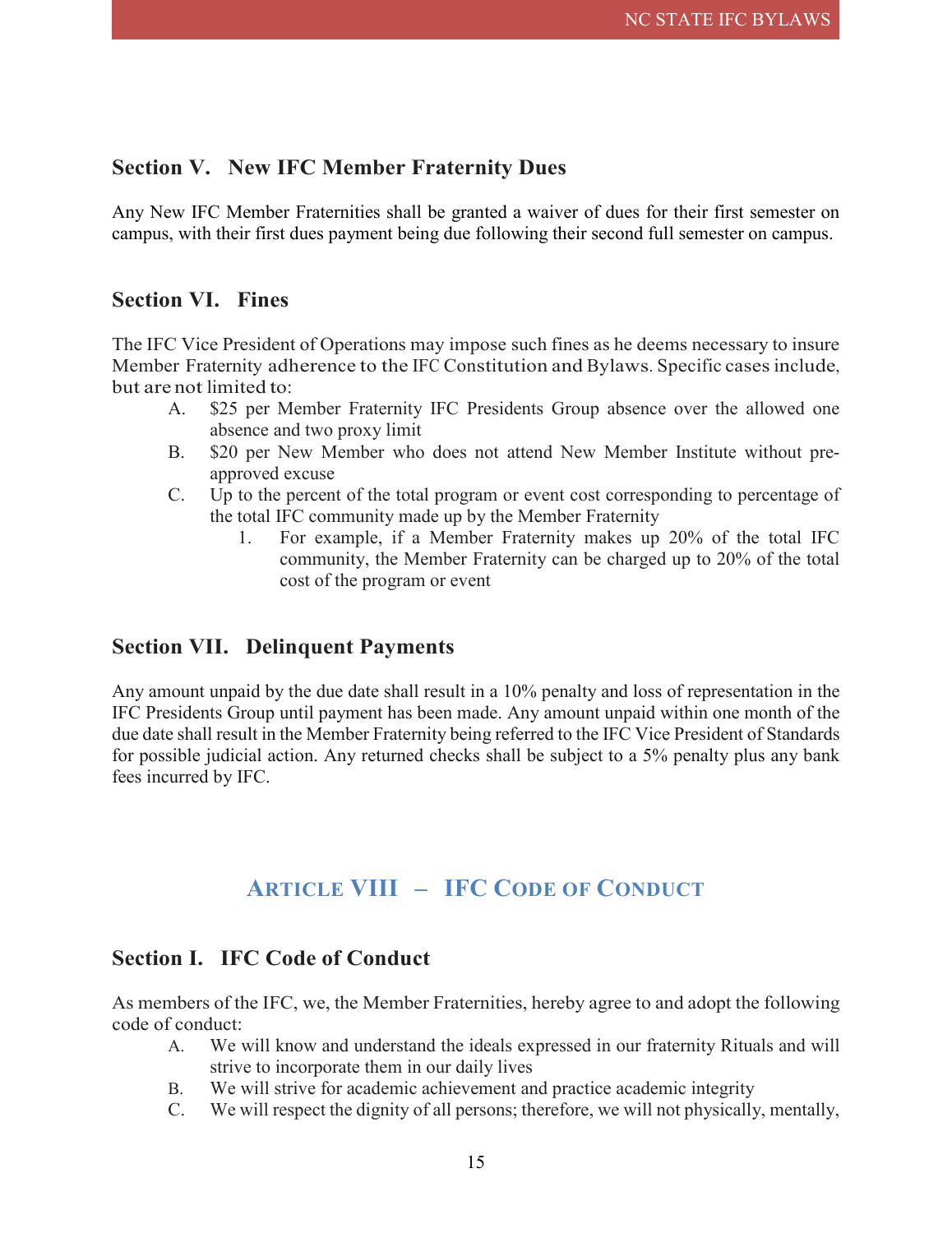### Section V. New IFC Member Fraternity Dues

Any New IFC Member Fraternities shall be granted a waiver of dues for their first semester on campus, with their first dues payment being due following their second full semester on campus.

### Section VI. Fines

The IFC Vice President of Operations may impose such fines as he deems necessary to insure Member Fraternity adherence to the IFC Constitution and Bylaws. Specific cases include, but are not limited to:

A. $25 per Member Fraternity IFC Presidents Group absence over the allowed one absence and two proxy limit
B. $20 per New Member who does not attend New Member Institute without pre-approved excuse
C. Up to the percent of the total program or event cost corresponding to percentage of the total IFC community made up by the Member Fraternity
   1. For example, if a Member Fraternity makes up 20% of the total IFC community, the Member Fraternity can be charged up to 20% of the total cost of the program or event

### Section VII. Delinquent Payments

Any amount unpaid by the due date shall result in a 10% penalty and loss of representation in the IFC Presidents Group until payment has been made. Any amount unpaid within one month of the due date shall result in the Member Fraternity being referred to the IFC Vice President of Standards for possible judicial action. Any returned checks shall be subject to a 5% penalty plus any bank fees incurred by IFC.

## ARTICLE VIII – IFC CODE OF CONDUCT

### Section I. IFC Code of Conduct

As members of the IFC, we, the Member Fraternities, hereby agree to and adopt the following code of conduct:

A. We will know and understand the ideals expressed in our fraternity Rituals and will strive to incorporate them in our daily lives
B. We will strive for academic achievement and practice academic integrity
C. We will respect the dignity of all persons; therefore, we will not physically, mentally,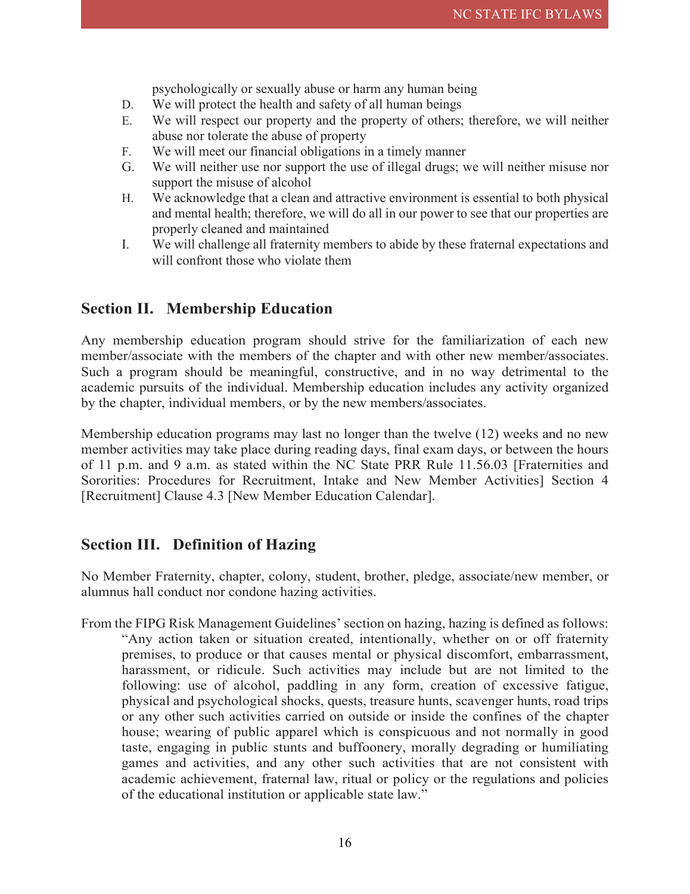psychologically or sexually abuse or harm any human being

D. We will protect the health and safety of all human beings
E. We will respect our property and the property of others; therefore, we will neither abuse nor tolerate the abuse of property
F. We will meet our financial obligations in a timely manner
G. We will neither use nor support the use of illegal drugs; we will neither misuse nor support the misuse of alcohol
H. We acknowledge that a clean and attractive environment is essential to both physical and mental health; therefore, we will do all in our power to see that our properties are properly cleaned and maintained
I. We will challenge all fraternity members to abide by these fraternal expectations and will confront those who violate them

## Section II. Membership Education

Any membership education program should strive for the familiarization of each new member/associate with the members of the chapter and with other new member/associates. Such a program should be meaningful, constructive, and in no way detrimental to the academic pursuits of the individual. Membership education includes any activity organized by the chapter, individual members, or by the new members/associates.

Membership education programs may last no longer than the twelve (12) weeks and no new member activities may take place during reading days, final exam days, or between the hours of 11 p.m. and 9 a.m. as stated within the NC State PRR Rule 11.56.03 [Fraternities and Sororities: Procedures for Recruitment, Intake and New Member Activities] Section 4 [Recruitment] Clause 4.3 [New Member Education Calendar].

## Section III. Definition of Hazing

No Member Fraternity, chapter, colony, student, brother, pledge, associate/new member, or alumnus hall conduct nor condone hazing activities.

From the FIPG Risk Management Guidelines' section on hazing, hazing is defined as follows:

> "Any action taken or situation created, intentionally, whether on or off fraternity premises, to produce or that causes mental or physical discomfort, embarrassment, harassment, or ridicule. Such activities may include but are not limited to the following: use of alcohol, paddling in any form, creation of excessive fatigue, physical and psychological shocks, quests, treasure hunts, scavenger hunts, road trips or any other such activities carried on outside or inside the confines of the chapter house; wearing of public apparel which is conspicuous and not normally in good taste, engaging in public stunts and buffoonery, morally degrading or humiliating games and activities, and any other such activities that are not consistent with academic achievement, fraternal law, ritual or policy or the regulations and policies of the educational institution or applicable state law."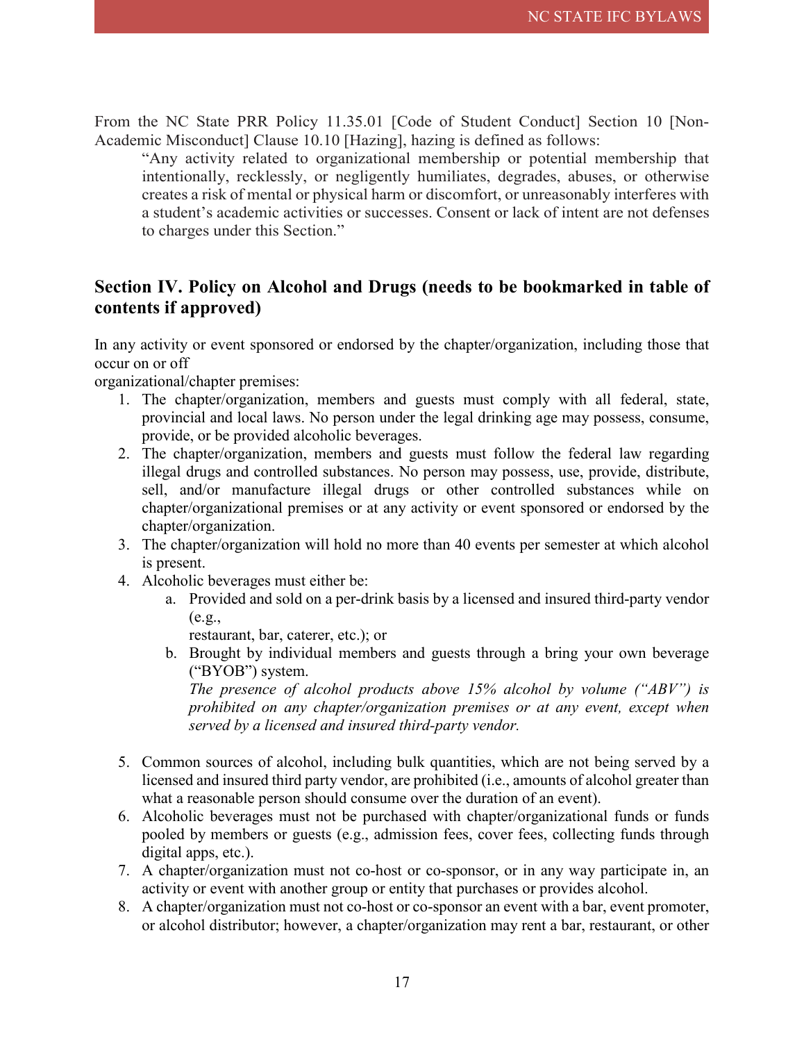From the NC State PRR Policy 11.35.01 [Code of Student Conduct] Section 10 [Non-Academic Misconduct] Clause 10.10 [Hazing], hazing is defined as follows:

> "Any activity related to organizational membership or potential membership that intentionally, recklessly, or negligently humiliates, degrades, abuses, or otherwise creates a risk of mental or physical harm or discomfort, or unreasonably interferes with a student's academic activities or successes. Consent or lack of intent are not defenses to charges under this Section."

## Section IV. Policy on Alcohol and Drugs (needs to be bookmarked in table of contents if approved)

In any activity or event sponsored or endorsed by the chapter/organization, including those that occur on or off organizational/chapter premises:

1. The chapter/organization, members and guests must comply with all federal, state, provincial and local laws. No person under the legal drinking age may possess, consume, provide, or be provided alcoholic beverages.
2. The chapter/organization, members and guests must follow the federal law regarding illegal drugs and controlled substances. No person may possess, use, provide, distribute, sell, and/or manufacture illegal drugs or other controlled substances while on chapter/organizational premises or at any activity or event sponsored or endorsed by the chapter/organization.
3. The chapter/organization will hold no more than 40 events per semester at which alcohol is present.
4. Alcoholic beverages must either be:
    a. Provided and sold on a per-drink basis by a licensed and insured third-party vendor (e.g., restaurant, bar, caterer, etc.); or
    b. Brought by individual members and guests through a bring your own beverage ("BYOB") system.
    *The presence of alcohol products above 15% alcohol by volume ("ABV") is prohibited on any chapter/organization premises or at any event, except when served by a licensed and insured third-party vendor.*
5. Common sources of alcohol, including bulk quantities, which are not being served by a licensed and insured third party vendor, are prohibited (i.e., amounts of alcohol greater than what a reasonable person should consume over the duration of an event).
6. Alcoholic beverages must not be purchased with chapter/organizational funds or funds pooled by members or guests (e.g., admission fees, cover fees, collecting funds through digital apps, etc.).
7. A chapter/organization must not co-host or co-sponsor, or in any way participate in, an activity or event with another group or entity that purchases or provides alcohol.
8. A chapter/organization must not co-host or co-sponsor an event with a bar, event promoter, or alcohol distributor; however, a chapter/organization may rent a bar, restaurant, or other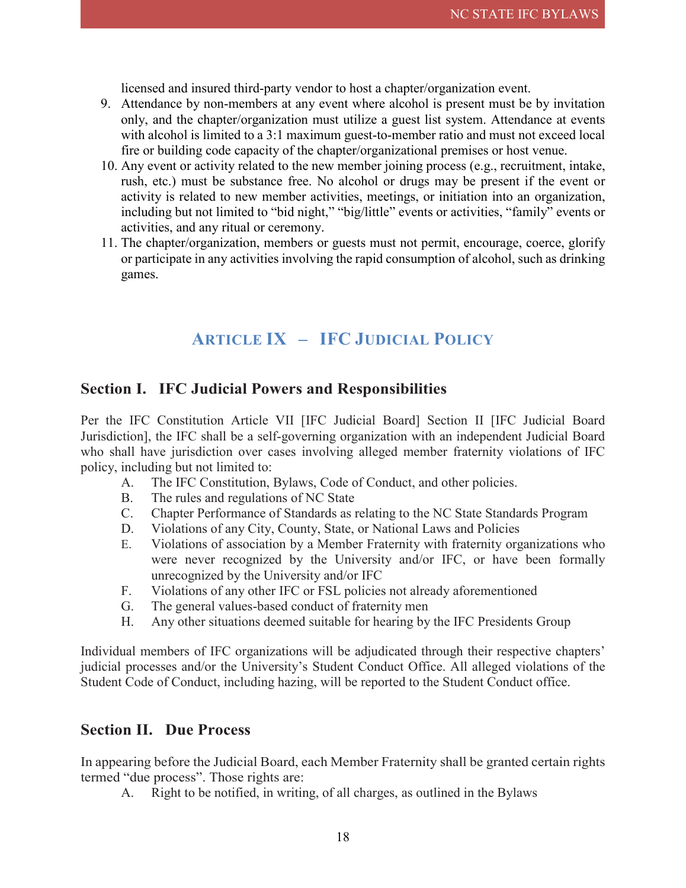licensed and insured third-party vendor to host a chapter/organization event.

9. Attendance by non-members at any event where alcohol is present must be by invitation only, and the chapter/organization must utilize a guest list system. Attendance at events with alcohol is limited to a 3:1 maximum guest-to-member ratio and must not exceed local fire or building code capacity of the chapter/organizational premises or host venue.
10. Any event or activity related to the new member joining process (e.g., recruitment, intake, rush, etc.) must be substance free. No alcohol or drugs may be present if the event or activity is related to new member activities, meetings, or initiation into an organization, including but not limited to "bid night," "big/little" events or activities, "family" events or activities, and any ritual or ceremony.
11. The chapter/organization, members or guests must not permit, encourage, coerce, glorify or participate in any activities involving the rapid consumption of alcohol, such as drinking games.

# ARTICLE IX – IFC JUDICIAL POLICY

## Section I. IFC Judicial Powers and Responsibilities

Per the IFC Constitution Article VII [IFC Judicial Board] Section II [IFC Judicial Board Jurisdiction], the IFC shall be a self-governing organization with an independent Judicial Board who shall have jurisdiction over cases involving alleged member fraternity violations of IFC policy, including but not limited to:

A. The IFC Constitution, Bylaws, Code of Conduct, and other policies.
B. The rules and regulations of NC State
C. Chapter Performance of Standards as relating to the NC State Standards Program
D. Violations of any City, County, State, or National Laws and Policies
E. Violations of association by a Member Fraternity with fraternity organizations who were never recognized by the University and/or IFC, or have been formally unrecognized by the University and/or IFC
F. Violations of any other IFC or FSL policies not already aforementioned
G. The general values-based conduct of fraternity men
H. Any other situations deemed suitable for hearing by the IFC Presidents Group

Individual members of IFC organizations will be adjudicated through their respective chapters' judicial processes and/or the University's Student Conduct Office. All alleged violations of the Student Code of Conduct, including hazing, will be reported to the Student Conduct office.

## Section II. Due Process

In appearing before the Judicial Board, each Member Fraternity shall be granted certain rights termed "due process". Those rights are:

A. Right to be notified, in writing, of all charges, as outlined in the Bylaws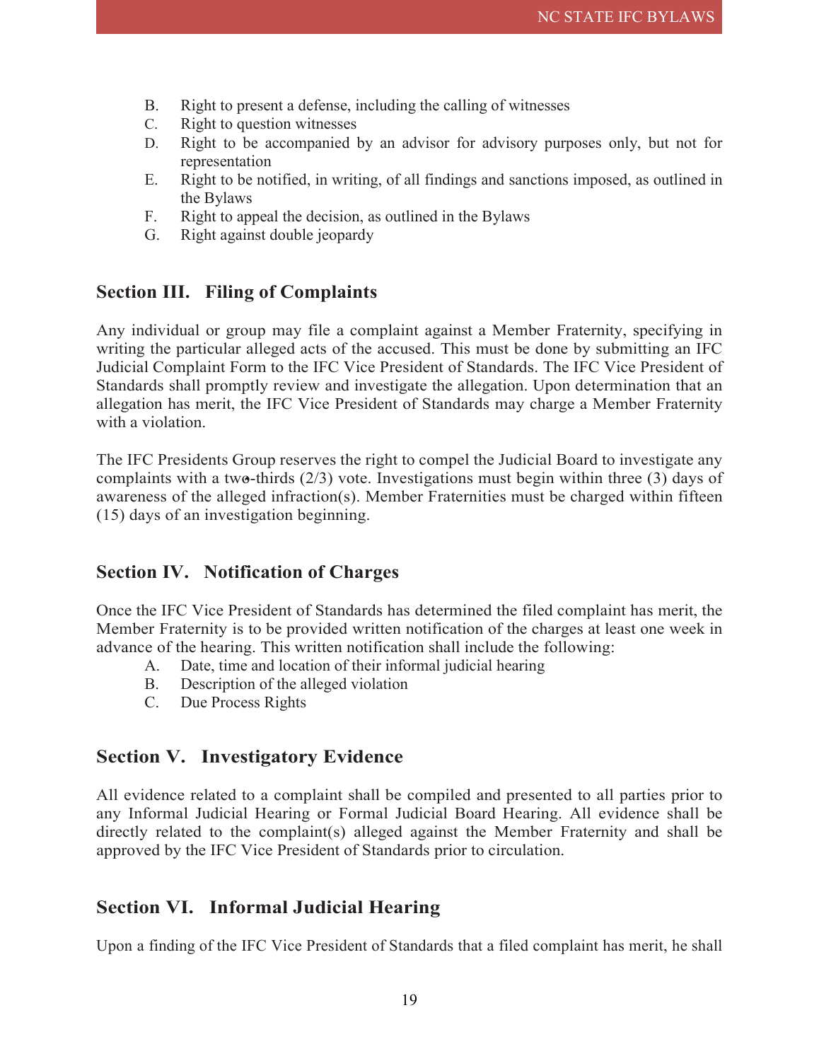B. Right to present a defense, including the calling of witnesses
C. Right to question witnesses
D. Right to be accompanied by an advisor for advisory purposes only, but not for representation
E. Right to be notified, in writing, of all findings and sanctions imposed, as outlined in the Bylaws
F. Right to appeal the decision, as outlined in the Bylaws
G. Right against double jeopardy

## Section III. Filing of Complaints

Any individual or group may file a complaint against a Member Fraternity, specifying in writing the particular alleged acts of the accused. This must be done by submitting an IFC Judicial Complaint Form to the IFC Vice President of Standards. The IFC Vice President of Standards shall promptly review and investigate the allegation. Upon determination that an allegation has merit, the IFC Vice President of Standards may charge a Member Fraternity with a violation.

The IFC Presidents Group reserves the right to compel the Judicial Board to investigate any complaints with a two-thirds (2/3) vote. Investigations must begin within three (3) days of awareness of the alleged infraction(s). Member Fraternities must be charged within fifteen (15) days of an investigation beginning.

## Section IV. Notification of Charges

Once the IFC Vice President of Standards has determined the filed complaint has merit, the Member Fraternity is to be provided written notification of the charges at least one week in advance of the hearing. This written notification shall include the following:

A. Date, time and location of their informal judicial hearing
B. Description of the alleged violation
C. Due Process Rights

## Section V. Investigatory Evidence

All evidence related to a complaint shall be compiled and presented to all parties prior to any Informal Judicial Hearing or Formal Judicial Board Hearing. All evidence shall be directly related to the complaint(s) alleged against the Member Fraternity and shall be approved by the IFC Vice President of Standards prior to circulation.

## Section VI. Informal Judicial Hearing

Upon a finding of the IFC Vice President of Standards that a filed complaint has merit, he shall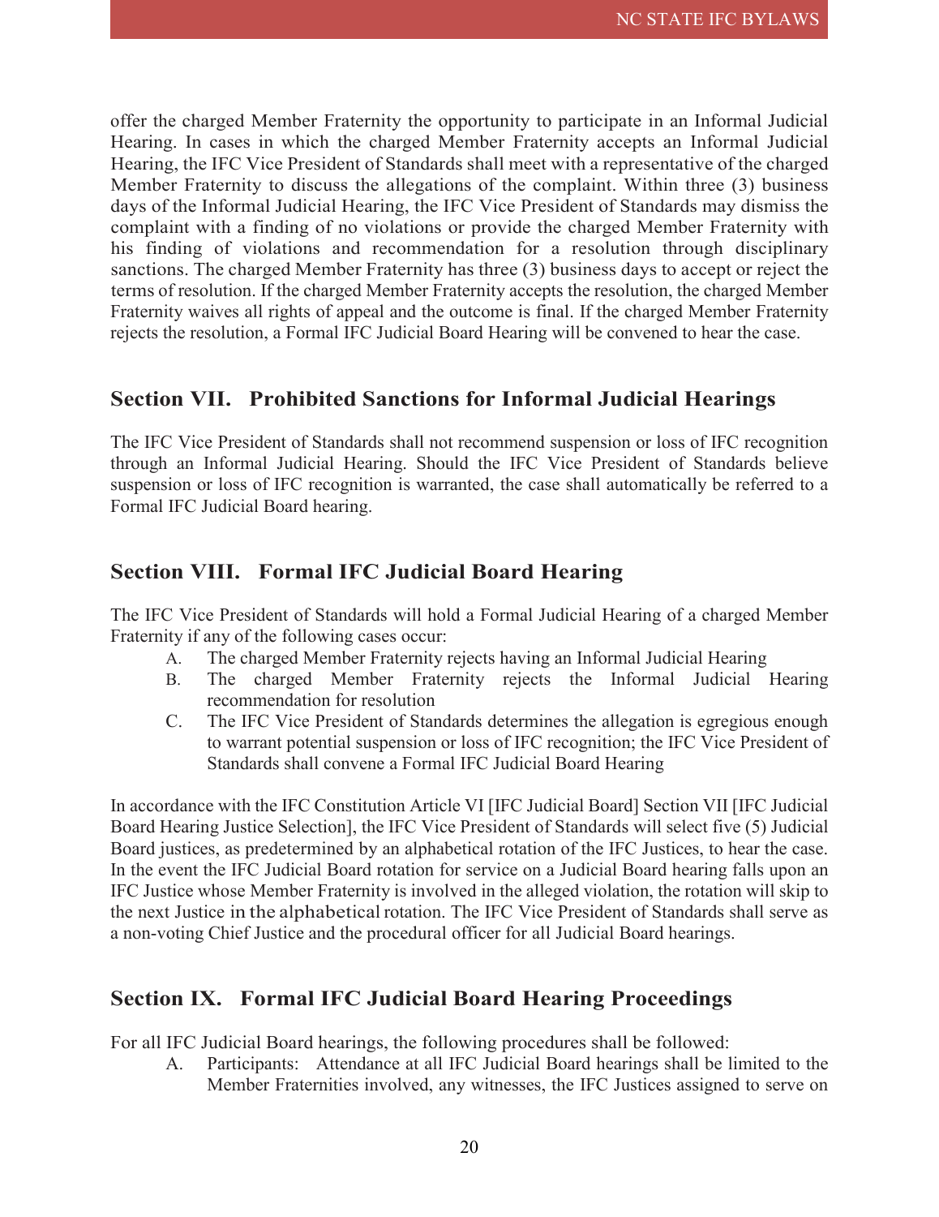offer the charged Member Fraternity the opportunity to participate in an Informal Judicial Hearing. In cases in which the charged Member Fraternity accepts an Informal Judicial Hearing, the IFC Vice President of Standards shall meet with a representative of the charged Member Fraternity to discuss the allegations of the complaint. Within three (3) business days of the Informal Judicial Hearing, the IFC Vice President of Standards may dismiss the complaint with a finding of no violations or provide the charged Member Fraternity with his finding of violations and recommendation for a resolution through disciplinary sanctions. The charged Member Fraternity has three (3) business days to accept or reject the terms of resolution. If the charged Member Fraternity accepts the resolution, the charged Member Fraternity waives all rights of appeal and the outcome is final. If the charged Member Fraternity rejects the resolution, a Formal IFC Judicial Board Hearing will be convened to hear the case.

## Section VII. Prohibited Sanctions for Informal Judicial Hearings

The IFC Vice President of Standards shall not recommend suspension or loss of IFC recognition through an Informal Judicial Hearing. Should the IFC Vice President of Standards believe suspension or loss of IFC recognition is warranted, the case shall automatically be referred to a Formal IFC Judicial Board hearing.

## Section VIII. Formal IFC Judicial Board Hearing

The IFC Vice President of Standards will hold a Formal Judicial Hearing of a charged Member Fraternity if any of the following cases occur:

A. The charged Member Fraternity rejects having an Informal Judicial Hearing
B. The charged Member Fraternity rejects the Informal Judicial Hearing recommendation for resolution
C. The IFC Vice President of Standards determines the allegation is egregious enough to warrant potential suspension or loss of IFC recognition; the IFC Vice President of Standards shall convene a Formal IFC Judicial Board Hearing

In accordance with the IFC Constitution Article VI [IFC Judicial Board] Section VII [IFC Judicial Board Hearing Justice Selection], the IFC Vice President of Standards will select five (5) Judicial Board justices, as predetermined by an alphabetical rotation of the IFC Justices, to hear the case. In the event the IFC Judicial Board rotation for service on a Judicial Board hearing falls upon an IFC Justice whose Member Fraternity is involved in the alleged violation, the rotation will skip to the next Justice in the alphabetical rotation. The IFC Vice President of Standards shall serve as a non-voting Chief Justice and the procedural officer for all Judicial Board hearings.

## Section IX. Formal IFC Judicial Board Hearing Proceedings

For all IFC Judicial Board hearings, the following procedures shall be followed:

A. Participants: Attendance at all IFC Judicial Board hearings shall be limited to the Member Fraternities involved, any witnesses, the IFC Justices assigned to serve on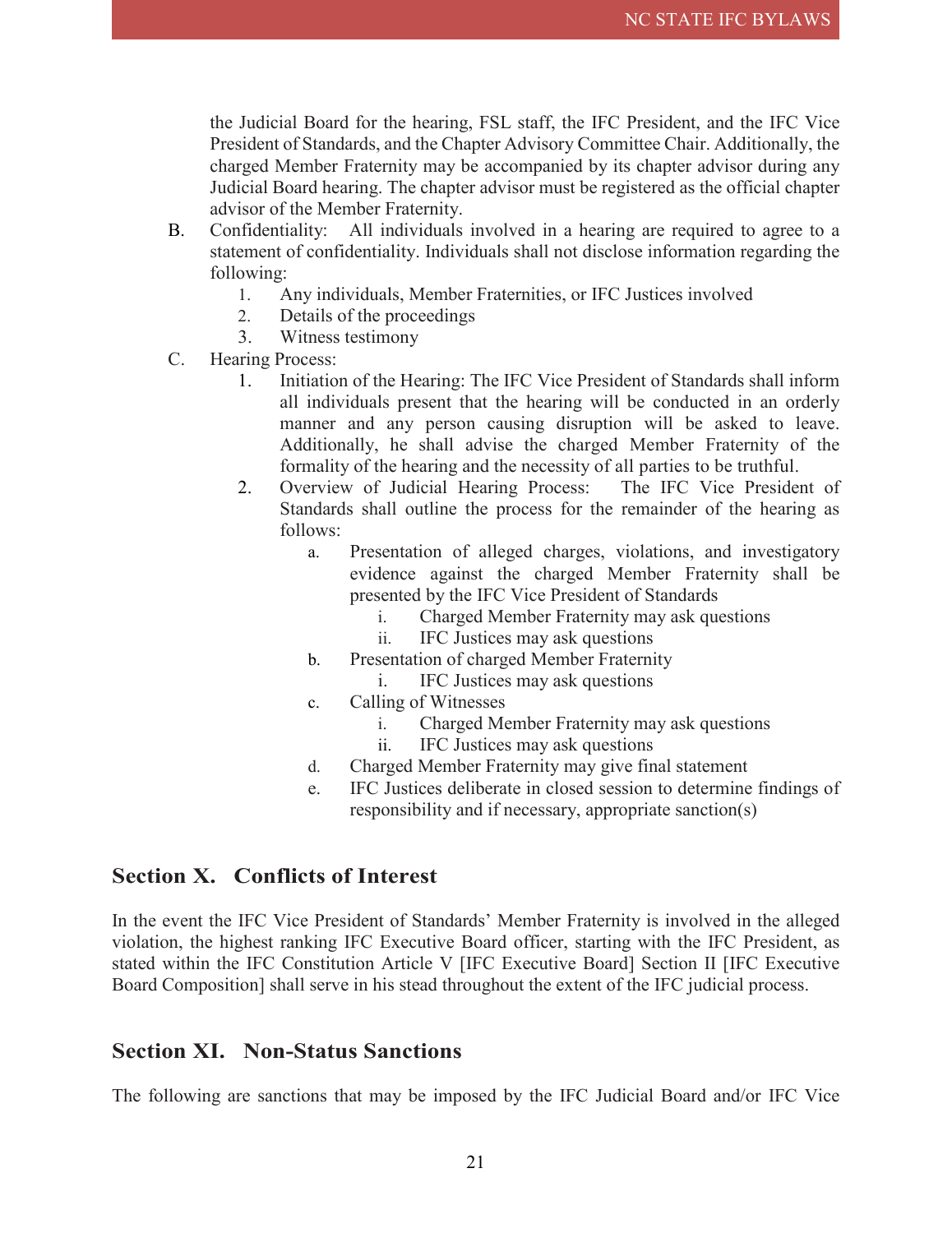the Judicial Board for the hearing, FSL staff, the IFC President, and the IFC Vice President of Standards, and the Chapter Advisory Committee Chair. Additionally, the charged Member Fraternity may be accompanied by its chapter advisor during any Judicial Board hearing. The chapter advisor must be registered as the official chapter advisor of the Member Fraternity.

B. Confidentiality: All individuals involved in a hearing are required to agree to a statement of confidentiality. Individuals shall not disclose information regarding the following:
   1. Any individuals, Member Fraternities, or IFC Justices involved
   2. Details of the proceedings
   3. Witness testimony

C. Hearing Process:
   1. Initiation of the Hearing: The IFC Vice President of Standards shall inform all individuals present that the hearing will be conducted in an orderly manner and any person causing disruption will be asked to leave. Additionally, he shall advise the charged Member Fraternity of the formality of the hearing and the necessity of all parties to be truthful.
   2. Overview of Judicial Hearing Process: The IFC Vice President of Standards shall outline the process for the remainder of the hearing as follows:
      a. Presentation of alleged charges, violations, and investigatory evidence against the charged Member Fraternity shall be presented by the IFC Vice President of Standards
         i. Charged Member Fraternity may ask questions
         ii. IFC Justices may ask questions
      b. Presentation of charged Member Fraternity
         i. IFC Justices may ask questions
      c. Calling of Witnesses
         i. Charged Member Fraternity may ask questions
         ii. IFC Justices may ask questions
      d. Charged Member Fraternity may give final statement
      e. IFC Justices deliberate in closed session to determine findings of responsibility and if necessary, appropriate sanction(s)

## Section X. Conflicts of Interest

In the event the IFC Vice President of Standards' Member Fraternity is involved in the alleged violation, the highest ranking IFC Executive Board officer, starting with the IFC President, as stated within the IFC Constitution Article V [IFC Executive Board] Section II [IFC Executive Board Composition] shall serve in his stead throughout the extent of the IFC judicial process.

## Section XI. Non-Status Sanctions

The following are sanctions that may be imposed by the IFC Judicial Board and/or IFC Vice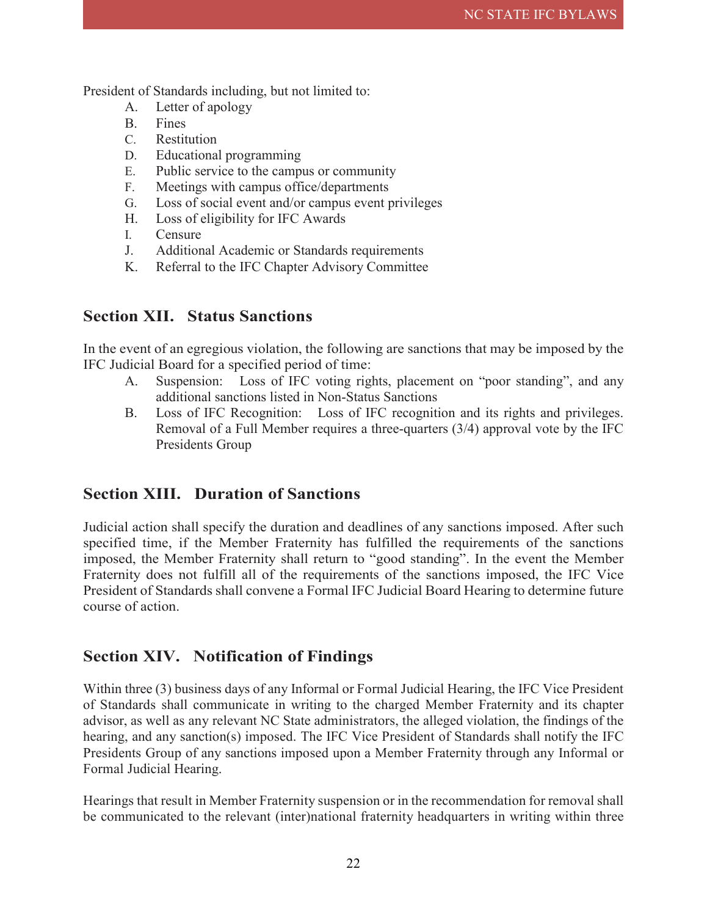President of Standards including, but not limited to:

A. Letter of apology
B. Fines
C. Restitution
D. Educational programming
E. Public service to the campus or community
F. Meetings with campus office/departments
G. Loss of social event and/or campus event privileges
H. Loss of eligibility for IFC Awards
I. Censure
J. Additional Academic or Standards requirements
K. Referral to the IFC Chapter Advisory Committee

## Section XII. Status Sanctions

In the event of an egregious violation, the following are sanctions that may be imposed by the IFC Judicial Board for a specified period of time:

A. Suspension: Loss of IFC voting rights, placement on "poor standing", and any additional sanctions listed in Non-Status Sanctions
B. Loss of IFC Recognition: Loss of IFC recognition and its rights and privileges. Removal of a Full Member requires a three-quarters (3/4) approval vote by the IFC Presidents Group

## Section XIII. Duration of Sanctions

Judicial action shall specify the duration and deadlines of any sanctions imposed. After such specified time, if the Member Fraternity has fulfilled the requirements of the sanctions imposed, the Member Fraternity shall return to "good standing". In the event the Member Fraternity does not fulfill all of the requirements of the sanctions imposed, the IFC Vice President of Standards shall convene a Formal IFC Judicial Board Hearing to determine future course of action.

## Section XIV. Notification of Findings

Within three (3) business days of any Informal or Formal Judicial Hearing, the IFC Vice President of Standards shall communicate in writing to the charged Member Fraternity and its chapter advisor, as well as any relevant NC State administrators, the alleged violation, the findings of the hearing, and any sanction(s) imposed. The IFC Vice President of Standards shall notify the IFC Presidents Group of any sanctions imposed upon a Member Fraternity through any Informal or Formal Judicial Hearing.

Hearings that result in Member Fraternity suspension or in the recommendation for removal shall be communicated to the relevant (inter)national fraternity headquarters in writing within three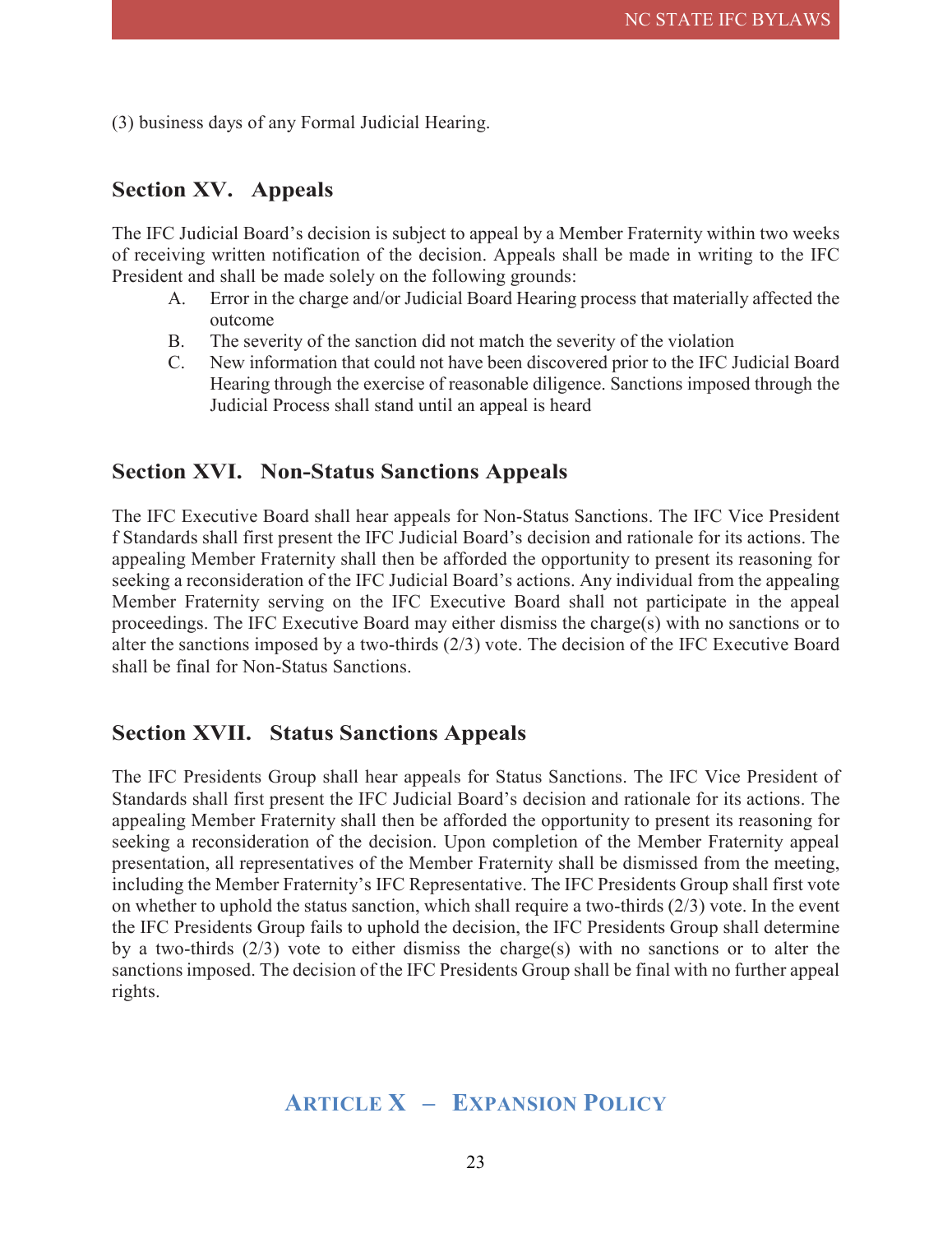(3) business days of any Formal Judicial Hearing.

## Section XV. Appeals

The IFC Judicial Board's decision is subject to appeal by a Member Fraternity within two weeks of receiving written notification of the decision. Appeals shall be made in writing to the IFC President and shall be made solely on the following grounds:

A. Error in the charge and/or Judicial Board Hearing process that materially affected the outcome
B. The severity of the sanction did not match the severity of the violation
C. New information that could not have been discovered prior to the IFC Judicial Board Hearing through the exercise of reasonable diligence. Sanctions imposed through the Judicial Process shall stand until an appeal is heard

## Section XVI. Non-Status Sanctions Appeals

The IFC Executive Board shall hear appeals for Non-Status Sanctions. The IFC Vice President f Standards shall first present the IFC Judicial Board's decision and rationale for its actions. The appealing Member Fraternity shall then be afforded the opportunity to present its reasoning for seeking a reconsideration of the IFC Judicial Board's actions. Any individual from the appealing Member Fraternity serving on the IFC Executive Board shall not participate in the appeal proceedings. The IFC Executive Board may either dismiss the charge(s) with no sanctions or to alter the sanctions imposed by a two-thirds (2/3) vote. The decision of the IFC Executive Board shall be final for Non-Status Sanctions.

## Section XVII. Status Sanctions Appeals

The IFC Presidents Group shall hear appeals for Status Sanctions. The IFC Vice President of Standards shall first present the IFC Judicial Board's decision and rationale for its actions. The appealing Member Fraternity shall then be afforded the opportunity to present its reasoning for seeking a reconsideration of the decision. Upon completion of the Member Fraternity appeal presentation, all representatives of the Member Fraternity shall be dismissed from the meeting, including the Member Fraternity's IFC Representative. The IFC Presidents Group shall first vote on whether to uphold the status sanction, which shall require a two-thirds (2/3) vote. In the event the IFC Presidents Group fails to uphold the decision, the IFC Presidents Group shall determine by a two-thirds (2/3) vote to either dismiss the charge(s) with no sanctions or to alter the sanctions imposed. The decision of the IFC Presidents Group shall be final with no further appeal rights.

# ARTICLE X – EXPANSION POLICY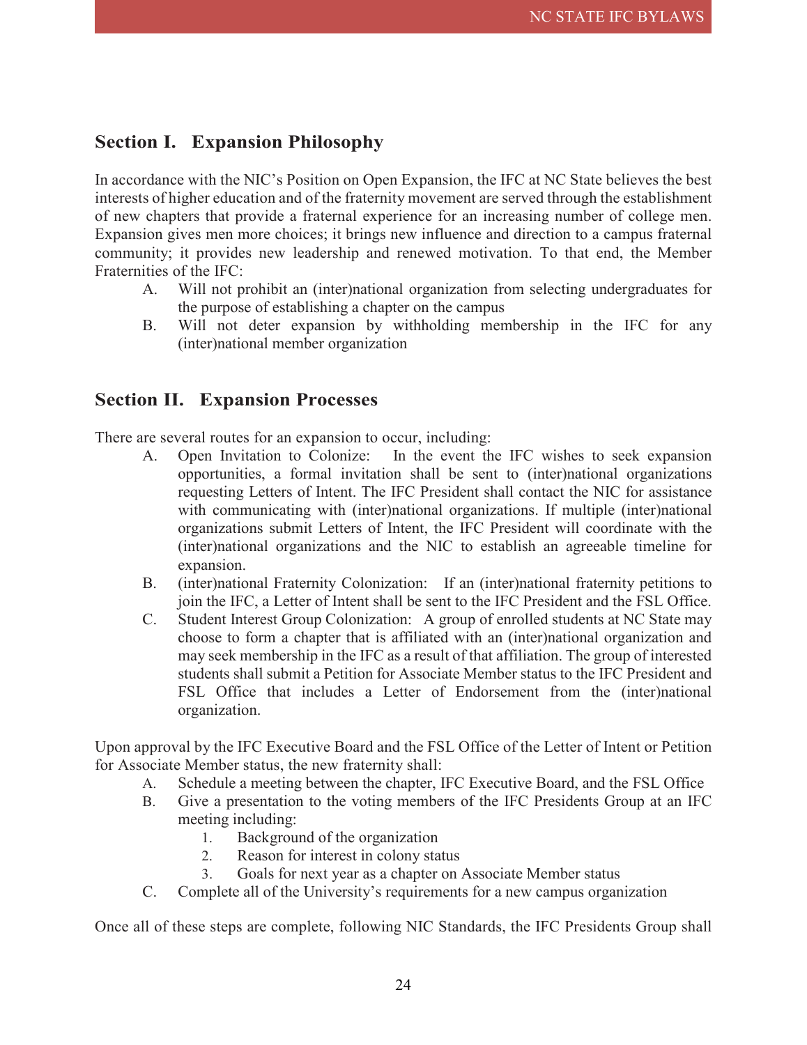## Section I. Expansion Philosophy

In accordance with the NIC's Position on Open Expansion, the IFC at NC State believes the best interests of higher education and of the fraternity movement are served through the establishment of new chapters that provide a fraternal experience for an increasing number of college men. Expansion gives men more choices; it brings new influence and direction to a campus fraternal community; it provides new leadership and renewed motivation. To that end, the Member Fraternities of the IFC:

A. Will not prohibit an (inter)national organization from selecting undergraduates for the purpose of establishing a chapter on the campus
B. Will not deter expansion by withholding membership in the IFC for any (inter)national member organization

## Section II. Expansion Processes

There are several routes for an expansion to occur, including:

A. Open Invitation to Colonize: In the event the IFC wishes to seek expansion opportunities, a formal invitation shall be sent to (inter)national organizations requesting Letters of Intent. The IFC President shall contact the NIC for assistance with communicating with (inter)national organizations. If multiple (inter)national organizations submit Letters of Intent, the IFC President will coordinate with the (inter)national organizations and the NIC to establish an agreeable timeline for expansion.
B. (inter)national Fraternity Colonization: If an (inter)national fraternity petitions to join the IFC, a Letter of Intent shall be sent to the IFC President and the FSL Office.
C. Student Interest Group Colonization: A group of enrolled students at NC State may choose to form a chapter that is affiliated with an (inter)national organization and may seek membership in the IFC as a result of that affiliation. The group of interested students shall submit a Petition for Associate Member status to the IFC President and FSL Office that includes a Letter of Endorsement from the (inter)national organization.

Upon approval by the IFC Executive Board and the FSL Office of the Letter of Intent or Petition for Associate Member status, the new fraternity shall:

A. Schedule a meeting between the chapter, IFC Executive Board, and the FSL Office
B. Give a presentation to the voting members of the IFC Presidents Group at an IFC meeting including:
    1. Background of the organization
    2. Reason for interest in colony status
    3. Goals for next year as a chapter on Associate Member status
C. Complete all of the University's requirements for a new campus organization

Once all of these steps are complete, following NIC Standards, the IFC Presidents Group shall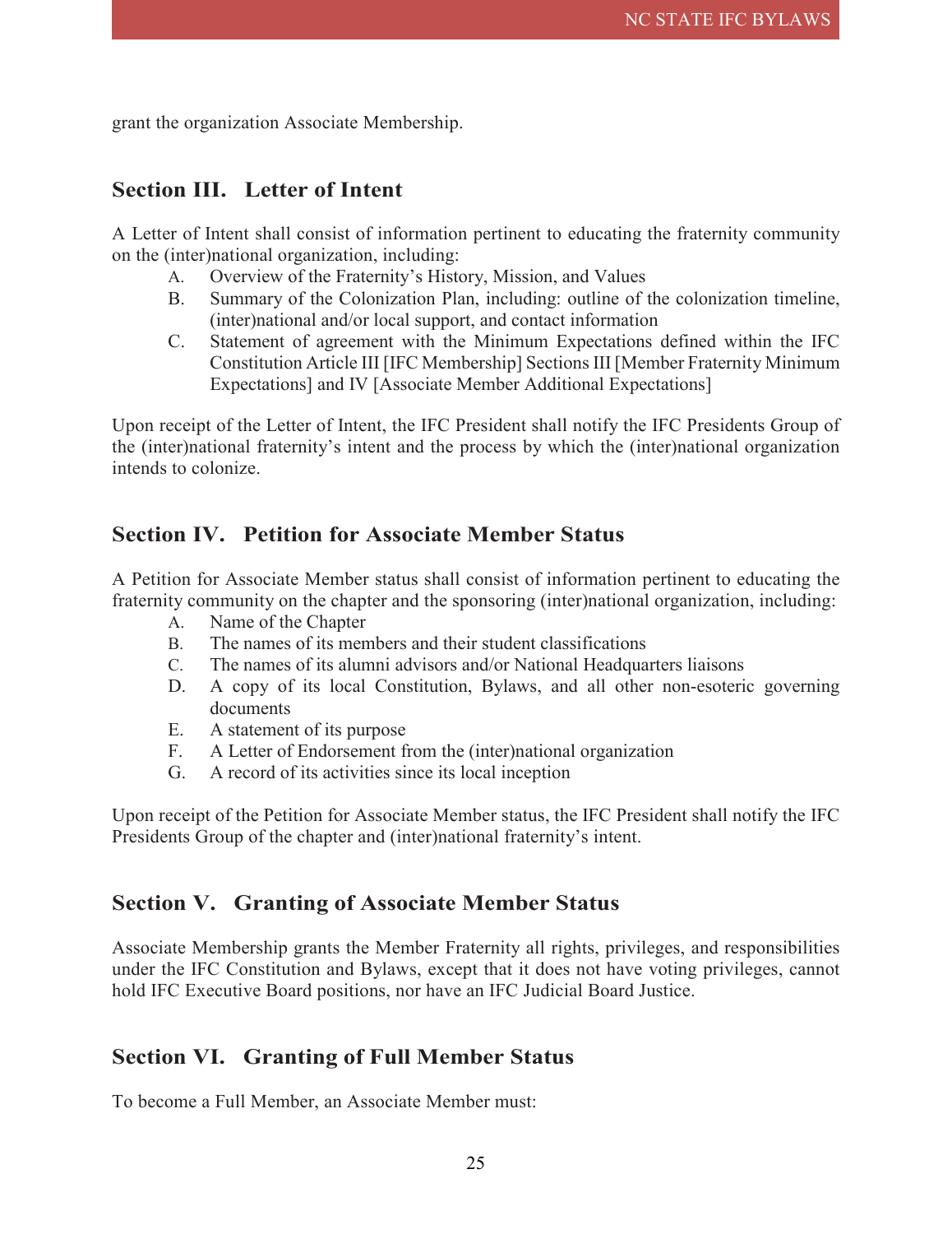grant the organization Associate Membership.

## Section III. Letter of Intent

A Letter of Intent shall consist of information pertinent to educating the fraternity community on the (inter)national organization, including:

A. Overview of the Fraternity's History, Mission, and Values
B. Summary of the Colonization Plan, including: outline of the colonization timeline, (inter)national and/or local support, and contact information
C. Statement of agreement with the Minimum Expectations defined within the IFC Constitution Article III [IFC Membership] Sections III [Member Fraternity Minimum Expectations] and IV [Associate Member Additional Expectations]

Upon receipt of the Letter of Intent, the IFC President shall notify the IFC Presidents Group of the (inter)national fraternity's intent and the process by which the (inter)national organization intends to colonize.

## Section IV. Petition for Associate Member Status

A Petition for Associate Member status shall consist of information pertinent to educating the fraternity community on the chapter and the sponsoring (inter)national organization, including:

A. Name of the Chapter
B. The names of its members and their student classifications
C. The names of its alumni advisors and/or National Headquarters liaisons
D. A copy of its local Constitution, Bylaws, and all other non-esoteric governing documents
E. A statement of its purpose
F. A Letter of Endorsement from the (inter)national organization
G. A record of its activities since its local inception

Upon receipt of the Petition for Associate Member status, the IFC President shall notify the IFC Presidents Group of the chapter and (inter)national fraternity's intent.

## Section V. Granting of Associate Member Status

Associate Membership grants the Member Fraternity all rights, privileges, and responsibilities under the IFC Constitution and Bylaws, except that it does not have voting privileges, cannot hold IFC Executive Board positions, nor have an IFC Judicial Board Justice.

## Section VI. Granting of Full Member Status

To become a Full Member, an Associate Member must: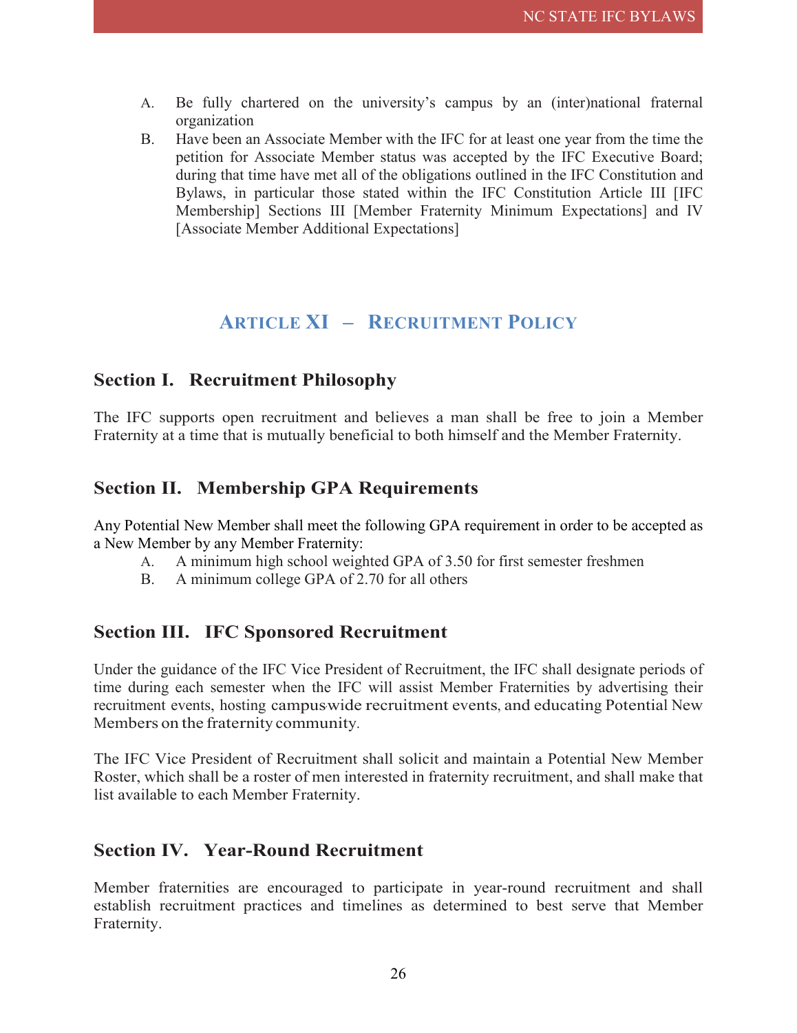A. Be fully chartered on the university's campus by an (inter)national fraternal organization
B. Have been an Associate Member with the IFC for at least one year from the time the petition for Associate Member status was accepted by the IFC Executive Board; during that time have met all of the obligations outlined in the IFC Constitution and Bylaws, in particular those stated within the IFC Constitution Article III [IFC Membership] Sections III [Member Fraternity Minimum Expectations] and IV [Associate Member Additional Expectations]

# Article XI – Recruitment Policy

## Section I. Recruitment Philosophy

The IFC supports open recruitment and believes a man shall be free to join a Member Fraternity at a time that is mutually beneficial to both himself and the Member Fraternity.

## Section II. Membership GPA Requirements

Any Potential New Member shall meet the following GPA requirement in order to be accepted as a New Member by any Member Fraternity:

A. A minimum high school weighted GPA of 3.50 for first semester freshmen
B. A minimum college GPA of 2.70 for all others

## Section III. IFC Sponsored Recruitment

Under the guidance of the IFC Vice President of Recruitment, the IFC shall designate periods of time during each semester when the IFC will assist Member Fraternities by advertising their recruitment events, hosting campus-wide recruitment events, and educating Potential New Members on the fraternity community.

The IFC Vice President of Recruitment shall solicit and maintain a Potential New Member Roster, which shall be a roster of men interested in fraternity recruitment, and shall make that list available to each Member Fraternity.

## Section IV. Year-Round Recruitment

Member fraternities are encouraged to participate in year-round recruitment and shall establish recruitment practices and timelines as determined to best serve that Member Fraternity.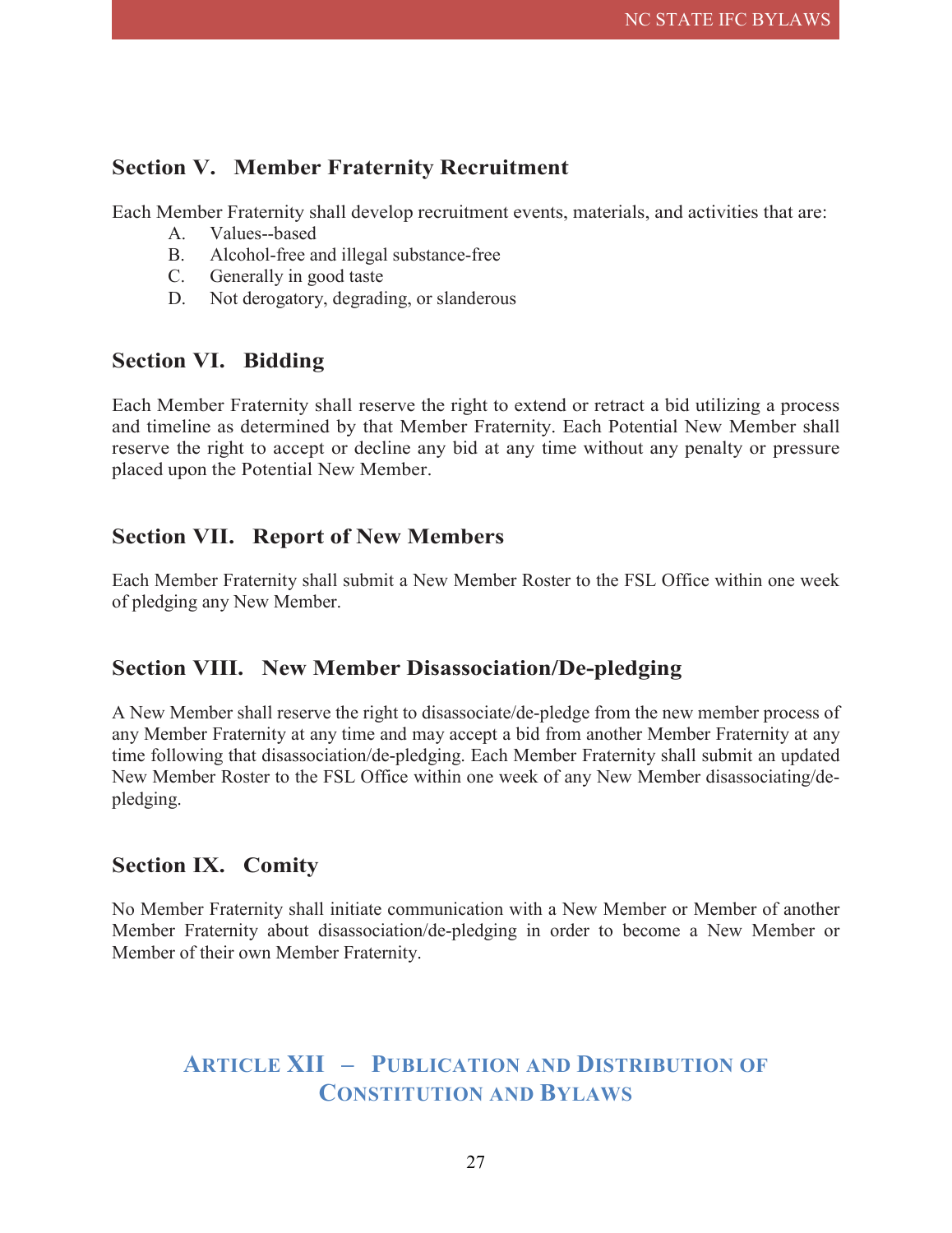### Section V. Member Fraternity Recruitment

Each Member Fraternity shall develop recruitment events, materials, and activities that are:

A. Values--based
B. Alcohol-free and illegal substance-free
C. Generally in good taste
D. Not derogatory, degrading, or slanderous

### Section VI. Bidding

Each Member Fraternity shall reserve the right to extend or retract a bid utilizing a process and timeline as determined by that Member Fraternity. Each Potential New Member shall reserve the right to accept or decline any bid at any time without any penalty or pressure placed upon the Potential New Member.

### Section VII. Report of New Members

Each Member Fraternity shall submit a New Member Roster to the FSL Office within one week of pledging any New Member.

### Section VIII. New Member Disassociation/De-pledging

A New Member shall reserve the right to disassociate/de-pledge from the new member process of any Member Fraternity at any time and may accept a bid from another Member Fraternity at any time following that disassociation/de-pledging. Each Member Fraternity shall submit an updated New Member Roster to the FSL Office within one week of any New Member disassociating/de-pledging.

### Section IX. Comity

No Member Fraternity shall initiate communication with a New Member or Member of another Member Fraternity about disassociation/de-pledging in order to become a New Member or Member of their own Member Fraternity.

## Article XII – Publication and Distribution of Constitution and Bylaws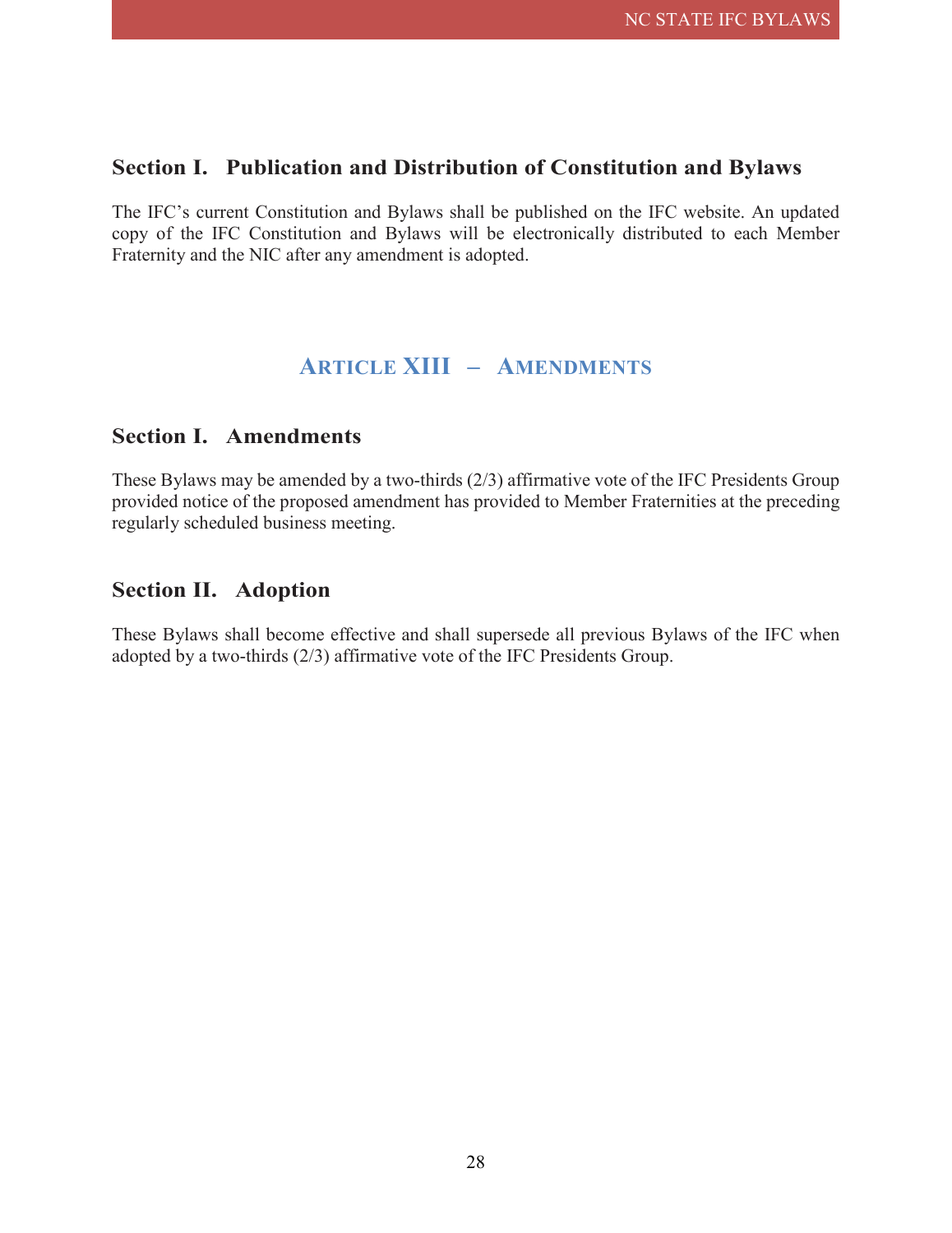### Section I. Publication and Distribution of Constitution and Bylaws

The IFC's current Constitution and Bylaws shall be published on the IFC website. An updated copy of the IFC Constitution and Bylaws will be electronically distributed to each Member Fraternity and the NIC after any amendment is adopted.

## ARTICLE XIII – AMENDMENTS

### Section I. Amendments

These Bylaws may be amended by a two-thirds (2/3) affirmative vote of the IFC Presidents Group provided notice of the proposed amendment has provided to Member Fraternities at the preceding regularly scheduled business meeting.

### Section II. Adoption

These Bylaws shall become effective and shall supersede all previous Bylaws of the IFC when adopted by a two-thirds (2/3) affirmative vote of the IFC Presidents Group.